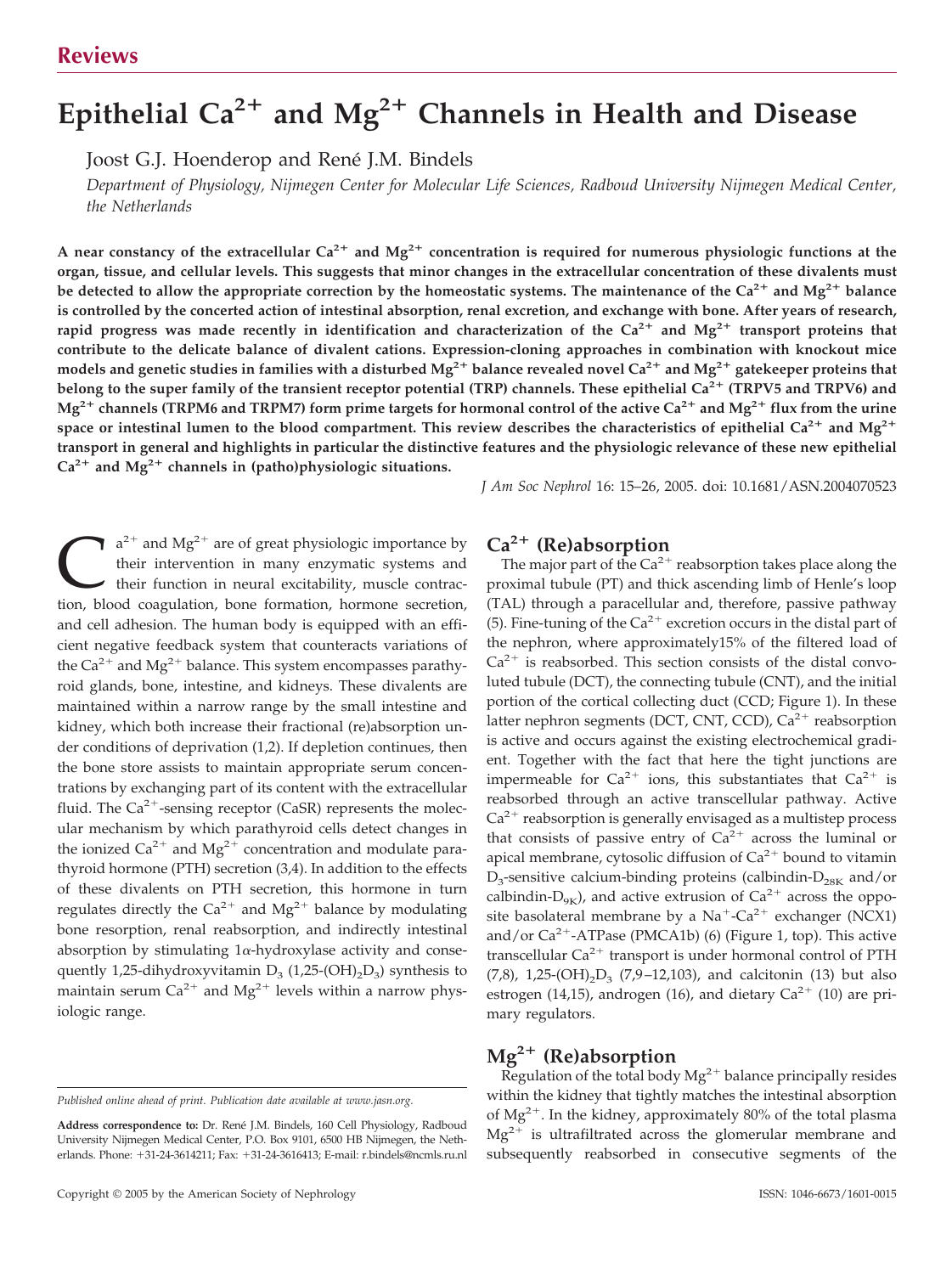Reviews

# Epithelial $Ca^{2+}$ and $Mg^{2+}$ Channels in Health and Disease

Joost G.J. Hoenderop and René J.M. Bindels

*Department of Physiology, Nijmegen Center for Molecular Life Sciences, Radboud University Nijmegen Medical Center, the Netherlands*

**A near constancy of the extracellular $Ca^{2+}$ and $Mg^{2+}$ concentration is required for numerous physiologic functions at the organ, tissue, and cellular levels. This suggests that minor changes in the extracellular concentration of these divalents must be detected to allow the appropriate correction by the homeostatic systems. The maintenance of the $Ca^{2+}$ and $Mg^{2+}$ balance is controlled by the concerted action of intestinal absorption, renal excretion, and exchange with bone. After years of research, rapid progress was made recently in identification and characterization of the $Ca^{2+}$ and $Mg^{2+}$ transport proteins that contribute to the delicate balance of divalent cations. Expression-cloning approaches in combination with knockout mice models and genetic studies in families with a disturbed $Mg^{2+}$ balance revealed novel $Ca^{2+}$ and $Mg^{2+}$ gatekeeper proteins that belong to the super family of the transient receptor potential (TRP) channels. These epithelial $Ca^{2+}$ (TRPV5 and TRPV6) and $Mg^{2+}$ channels (TRPM6 and TRPM7) form prime targets for hormonal control of the active $Ca^{2+}$ and $Mg^{2+}$ flux from the urine space or intestinal lumen to the blood compartment. This review describes the characteristics of epithelial $Ca^{2+}$ and $Mg^{2+}$ transport in general and highlights in particular the distinctive features and the physiologic relevance of these new epithelial $Ca^{2+}$ and $Mg^{2+}$ channels in (patho)physiologic situations.**

*J Am Soc Nephrol* 16: 15–26, 2005. doi: 10.1681/ASN.2004070523

$Ca^{2+}$ and $Mg^{2+}$ are of great physiologic importance by their intervention in many enzymatic systems and their function in neural excitability, muscle contraction, blood coagulation, bone formation, hormone secretion, and cell adhesion. The human body is equipped with an efficient negative feedback system that counteracts variations of the $Ca^{2+}$ and $Mg^{2+}$ balance. This system encompasses parathyroid glands, bone, intestine, and kidneys. These divalents are maintained within a narrow range by the small intestine and kidney, which both increase their fractional (re)absorption under conditions of deprivation (1,2). If depletion continues, then the bone store assists to maintain appropriate serum concentrations by exchanging part of its content with the extracellular fluid. The $Ca^{2+}$-sensing receptor (CaSR) represents the molecular mechanism by which parathyroid cells detect changes in the ionized $Ca^{2+}$ and $Mg^{2+}$ concentration and modulate parathyroid hormone (PTH) secretion (3,4). In addition to the effects of these divalents on PTH secretion, this hormone in turn regulates directly the $Ca^{2+}$ and $Mg^{2+}$ balance by modulating bone resorption, renal reabsorption, and indirectly intestinal absorption by stimulating 1α-hydroxylase activity and consequently 1,25-dihydroxyvitamin $D_3$ (1,25-$(OH)_2D_3$) synthesis to maintain serum $Ca^{2+}$ and $Mg^{2+}$ levels within a narrow physiologic range.

## $Ca^{2+}$ (Re)absorption

The major part of the $Ca^{2+}$ reabsorption takes place along the proximal tubule (PT) and thick ascending limb of Henle's loop (TAL) through a paracellular and, therefore, passive pathway (5). Fine-tuning of the $Ca^{2+}$ excretion occurs in the distal part of the nephron, where approximately15% of the filtered load of $Ca^{2+}$ is reabsorbed. This section consists of the distal convoluted tubule (DCT), the connecting tubule (CNT), and the initial portion of the cortical collecting duct (CCD; Figure 1). In these latter nephron segments (DCT, CNT, CCD), $Ca^{2+}$ reabsorption is active and occurs against the existing electrochemical gradient. Together with the fact that here the tight junctions are impermeable for $Ca^{2+}$ ions, this substantiates that $Ca^{2+}$ is reabsorbed through an active transcellular pathway. Active $Ca^{2+}$ reabsorption is generally envisaged as a multistep process that consists of passive entry of $Ca^{2+}$ across the luminal or apical membrane, cytosolic diffusion of $Ca^{2+}$ bound to vitamin $D_3$-sensitive calcium-binding proteins (calbindin-$D_{28K}$ and/or calbindin-$D_{9K}$), and active extrusion of $Ca^{2+}$ across the opposite basolateral membrane by a $Na^+$-$Ca^{2+}$ exchanger (NCX1) and/or $Ca^{2+}$-ATPase (PMCA1b) (6) (Figure 1, top). This active transcellular $Ca^{2+}$ transport is under hormonal control of PTH (7,8), 1,25-$(OH)_2D_3$ (7,9–12,103), and calcitonin (13) but also estrogen (14,15), androgen (16), and dietary $Ca^{2+}$ (10) are primary regulators.

## $Mg^{2+}$ (Re)absorption

Regulation of the total body $Mg^{2+}$ balance principally resides within the kidney that tightly matches the intestinal absorption of $Mg^{2+}$. In the kidney, approximately 80% of the total plasma $Mg^{2+}$ is ultrafiltrated across the glomerular membrane and subsequently reabsorbed in consecutive segments of the

*Published online ahead of print. Publication date available at www.jasn.org.*

**Address correspondence to:** Dr. René J.M. Bindels, 160 Cell Physiology, Radboud University Nijmegen Medical Center, P.O. Box 9101, 6500 HB Nijmegen, the Netherlands. Phone: +31-24-3614211; Fax: +31-24-3616413; E-mail: r.bindels@ncmls.ru.nl

Copyright © 2005 by the American Society of Nephrology ISSN: 1046-6673/1601-0015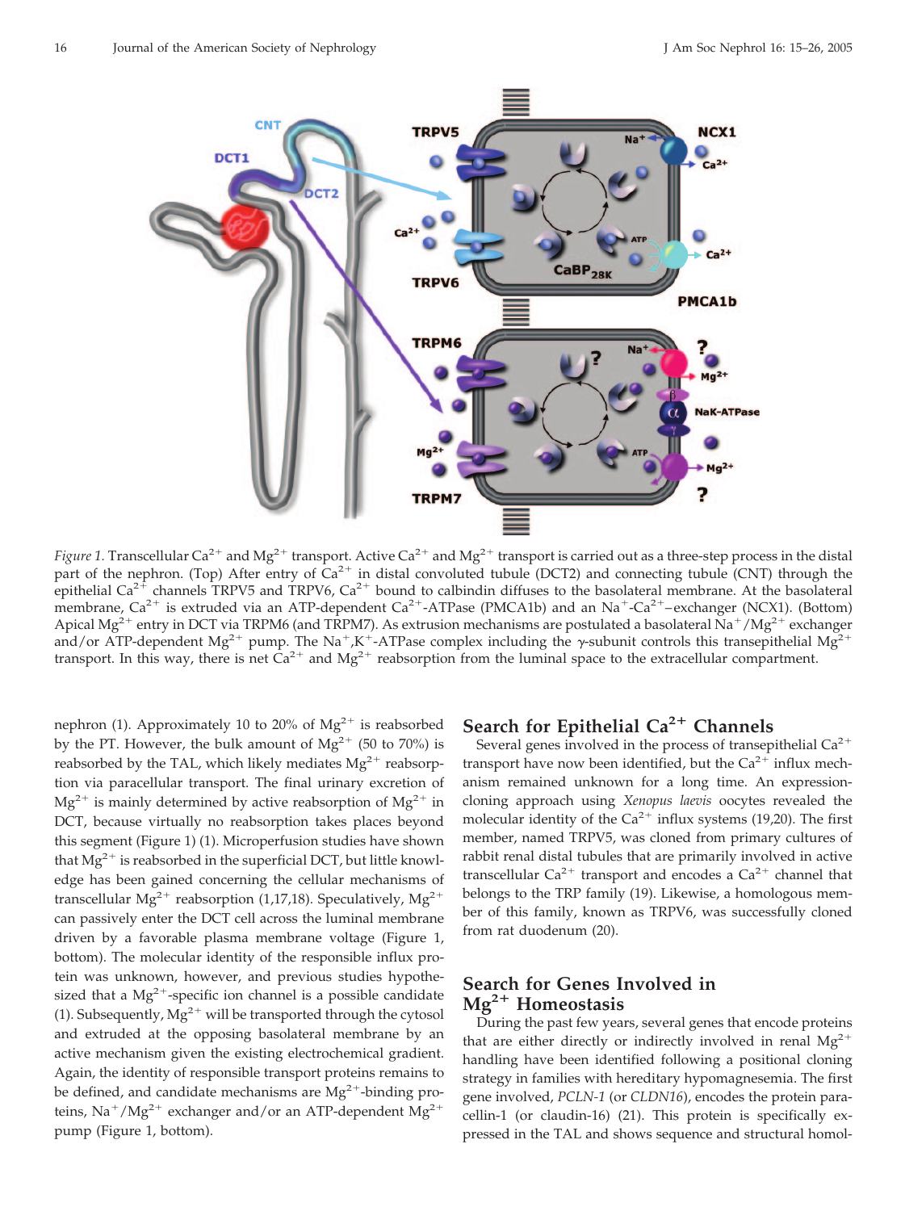*Figure 1.* Transcellular $Ca^{2+}$ and $Mg^{2+}$ transport. Active $Ca^{2+}$ and $Mg^{2+}$ transport is carried out as a three-step process in the distal part of the nephron. (Top) After entry of $Ca^{2+}$ in distal convoluted tubule (DCT2) and connecting tubule (CNT) through the epithelial $Ca^{2+}$ channels TRPV5 and TRPV6, $Ca^{2+}$ bound to calbindin diffuses to the basolateral membrane. At the basolateral membrane, $Ca^{2+}$ is extruded via an ATP-dependent $Ca^{2+}$-ATPase (PMCA1b) and an $Na^{+}$-$Ca^{2+}$–exchanger (NCX1). (Bottom) Apical $Mg^{2+}$ entry in DCT via TRPM6 (and TRPM7). As extrusion mechanisms are postulated a basolateral $Na^{+}/Mg^{2+}$ exchanger and/or ATP-dependent $Mg^{2+}$ pump. The $Na^{+}$,$K^{+}$-ATPase complex including the γ-subunit controls this transepithelial $Mg^{2+}$ transport. In this way, there is net $Ca^{2+}$ and $Mg^{2+}$ reabsorption from the luminal space to the extracellular compartment.

nephron (1). Approximately 10 to 20% of $Mg^{2+}$ is reabsorbed by the PT. However, the bulk amount of $Mg^{2+}$ (50 to 70%) is reabsorbed by the TAL, which likely mediates $Mg^{2+}$ reabsorption via paracellular transport. The final urinary excretion of $Mg^{2+}$ is mainly determined by active reabsorption of $Mg^{2+}$ in DCT, because virtually no reabsorption takes places beyond this segment (Figure 1) (1). Microperfusion studies have shown that $Mg^{2+}$ is reabsorbed in the superficial DCT, but little knowledge has been gained concerning the cellular mechanisms of transcellular $Mg^{2+}$ reabsorption (1,17,18). Speculatively, $Mg^{2+}$ can passively enter the DCT cell across the luminal membrane driven by a favorable plasma membrane voltage (Figure 1, bottom). The molecular identity of the responsible influx protein was unknown, however, and previous studies hypothesized that a $Mg^{2+}$-specific ion channel is a possible candidate (1). Subsequently, $Mg^{2+}$ will be transported through the cytosol and extruded at the opposing basolateral membrane by an active mechanism given the existing electrochemical gradient. Again, the identity of responsible transport proteins remains to be defined, and candidate mechanisms are $Mg^{2+}$-binding proteins, $Na^{+}/Mg^{2+}$ exchanger and/or an ATP-dependent $Mg^{2+}$ pump (Figure 1, bottom).

## Search for Epithelial $Ca^{2+}$ Channels

Several genes involved in the process of transepithelial $Ca^{2+}$ transport have now been identified, but the $Ca^{2+}$ influx mechanism remained unknown for a long time. An expression-cloning approach using *Xenopus laevis* oocytes revealed the molecular identity of the $Ca^{2+}$ influx systems (19,20). The first member, named TRPV5, was cloned from primary cultures of rabbit renal distal tubules that are primarily involved in active transcellular $Ca^{2+}$ transport and encodes a $Ca^{2+}$ channel that belongs to the TRP family (19). Likewise, a homologous member of this family, known as TRPV6, was successfully cloned from rat duodenum (20).

## Search for Genes Involved in $Mg^{2+}$ Homeostasis

During the past few years, several genes that encode proteins that are either directly or indirectly involved in renal $Mg^{2+}$ handling have been identified following a positional cloning strategy in families with hereditary hypomagnesemia. The first gene involved, *PCLN-1* (or *CLDN16*), encodes the protein paracellin-1 (or claudin-16) (21). This protein is specifically expressed in the TAL and shows sequence and structural homol-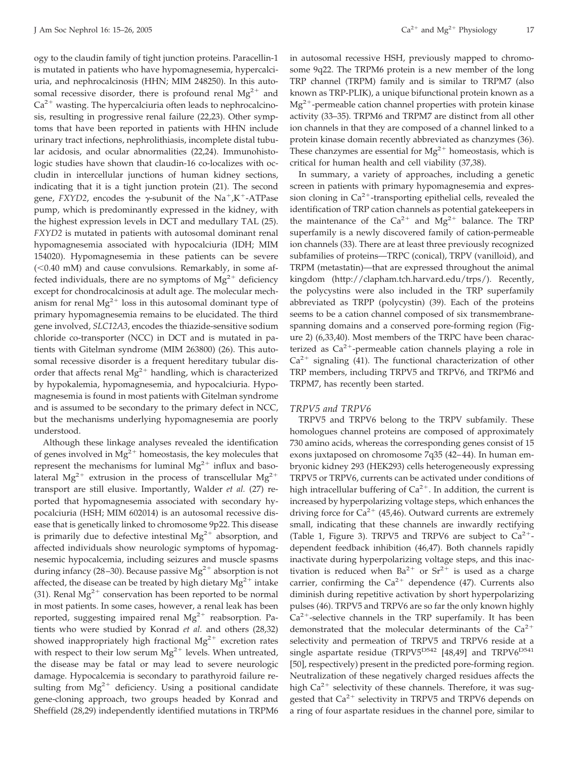ogy to the claudin family of tight junction proteins. Paracellin-1 is mutated in patients who have hypomagnesemia, hypercalciuria, and nephrocalcinosis (HHN; MIM 248250). In this autosomal recessive disorder, there is profound renal $Mg^{2+}$ and $Ca^{2+}$ wasting. The hypercalciuria often leads to nephrocalcinosis, resulting in progressive renal failure (22,23). Other symptoms that have been reported in patients with HHN include urinary tract infections, nephrolithiasis, incomplete distal tubular acidosis, and ocular abnormalities (22,24). Immunohistologic studies have shown that claudin-16 co-localizes with occludin in intercellular junctions of human kidney sections, indicating that it is a tight junction protein (21). The second gene, *FXYD2*, encodes the γ-subunit of the $Na^+,K^+$-ATPase pump, which is predominantly expressed in the kidney, with the highest expression levels in DCT and medullary TAL (25). *FXYD2* is mutated in patients with autosomal dominant renal hypomagnesemia associated with hypocalciuria (IDH; MIM 154020). Hypomagnesemia in these patients can be severe (<0.40 mM) and cause convulsions. Remarkably, in some affected individuals, there are no symptoms of $Mg^{2+}$ deficiency except for chondrocalcinosis at adult age. The molecular mechanism for renal $Mg^{2+}$ loss in this autosomal dominant type of primary hypomagnesemia remains to be elucidated. The third gene involved, *SLC12A3*, encodes the thiazide-sensitive sodium chloride co-transporter (NCC) in DCT and is mutated in patients with Gitelman syndrome (MIM 263800) (26). This autosomal recessive disorder is a frequent hereditary tubular disorder that affects renal $Mg^{2+}$ handling, which is characterized by hypokalemia, hypomagnesemia, and hypocalciuria. Hypomagnesemia is found in most patients with Gitelman syndrome and is assumed to be secondary to the primary defect in NCC, but the mechanisms underlying hypomagnesemia are poorly understood.

Although these linkage analyses revealed the identification of genes involved in $Mg^{2+}$ homeostasis, the key molecules that represent the mechanisms for luminal $Mg^{2+}$ influx and basolateral $Mg^{2+}$ extrusion in the process of transcellular $Mg^{2+}$ transport are still elusive. Importantly, Walder *et al.* (27) reported that hypomagnesemia associated with secondary hypocalciuria (HSH; MIM 602014) is an autosomal recessive disease that is genetically linked to chromosome 9p22. This disease is primarily due to defective intestinal $Mg^{2+}$ absorption, and affected individuals show neurologic symptoms of hypomagnesemic hypocalcemia, including seizures and muscle spasms during infancy (28–30). Because passive $Mg^{2+}$ absorption is not affected, the disease can be treated by high dietary $Mg^{2+}$ intake (31). Renal $Mg^{2+}$ conservation has been reported to be normal in most patients. In some cases, however, a renal leak has been reported, suggesting impaired renal $Mg^{2+}$ reabsorption. Patients who were studied by Konrad *et al.* and others (28,32) showed inappropriately high fractional $Mg^{2+}$ excretion rates with respect to their low serum $Mg^{2+}$ levels. When untreated, the disease may be fatal or may lead to severe neurologic damage. Hypocalcemia is secondary to parathyroid failure resulting from $Mg^{2+}$ deficiency. Using a positional candidate gene-cloning approach, two groups headed by Konrad and Sheffield (28,29) independently identified mutations in TRPM6 in autosomal recessive HSH, previously mapped to chromosome 9q22. The TRPM6 protein is a new member of the long TRP channel (TRPM) family and is similar to TRPM7 (also known as TRP-PLIK), a unique bifunctional protein known as a $Mg^{2+}$-permeable cation channel properties with protein kinase activity (33–35). TRPM6 and TRPM7 are distinct from all other ion channels in that they are composed of a channel linked to a protein kinase domain recently abbreviated as chanzymes (36). These chanzymes are essential for $Mg^{2+}$ homeostasis, which is critical for human health and cell viability (37,38).

In summary, a variety of approaches, including a genetic screen in patients with primary hypomagnesemia and expression cloning in $Ca^{2+}$-transporting epithelial cells, revealed the identification of TRP cation channels as potential gatekeepers in the maintenance of the $Ca^{2+}$ and $Mg^{2+}$ balance. The TRP superfamily is a newly discovered family of cation-permeable ion channels (33). There are at least three previously recognized subfamilies of proteins—TRPC (conical), TRPV (vanilloid), and TRPM (metastatin)—that are expressed throughout the animal kingdom (http://clapham.tch.harvard.edu/trps/). Recently, the polycystins were also included in the TRP superfamily abbreviated as TRPP (polycystin) (39). Each of the proteins seems to be a cation channel composed of six transmembrane-spanning domains and a conserved pore-forming region (Figure 2) (6,33,40). Most members of the TRPC have been characterized as $Ca^{2+}$-permeable cation channels playing a role in $Ca^{2+}$ signaling (41). The functional characterization of other TRP members, including TRPV5 and TRPV6, and TRPM6 and TRPM7, has recently been started.

### *TRPV5 and TRPV6*

TRPV5 and TRPV6 belong to the TRPV subfamily. These homologues channel proteins are composed of approximately 730 amino acids, whereas the corresponding genes consist of 15 exons juxtaposed on chromosome 7q35 (42–44). In human embryonic kidney 293 (HEK293) cells heterogeneously expressing TRPV5 or TRPV6, currents can be activated under conditions of high intracellular buffering of $Ca^{2+}$. In addition, the current is increased by hyperpolarizing voltage steps, which enhances the driving force for $Ca^{2+}$ (45,46). Outward currents are extremely small, indicating that these channels are inwardly rectifying (Table 1, Figure 3). TRPV5 and TRPV6 are subject to $Ca^{2+}$-dependent feedback inhibition (46,47). Both channels rapidly inactivate during hyperpolarizing voltage steps, and this inactivation is reduced when $Ba^{2+}$ or $Sr^{2+}$ is used as a charge carrier, confirming the $Ca^{2+}$ dependence (47). Currents also diminish during repetitive activation by short hyperpolarizing pulses (46). TRPV5 and TRPV6 are so far the only known highly $Ca^{2+}$-selective channels in the TRP superfamily. It has been demonstrated that the molecular determinants of the $Ca^{2+}$ selectivity and permeation of TRPV5 and TRPV6 reside at a single aspartate residue ($TRPV5^{D542}$ [48,49] and $TRPV6^{D541}$ [50], respectively) present in the predicted pore-forming region. Neutralization of these negatively charged residues affects the high $Ca^{2+}$ selectivity of these channels. Therefore, it was suggested that $Ca^{2+}$ selectivity in TRPV5 and TRPV6 depends on a ring of four aspartate residues in the channel pore, similar to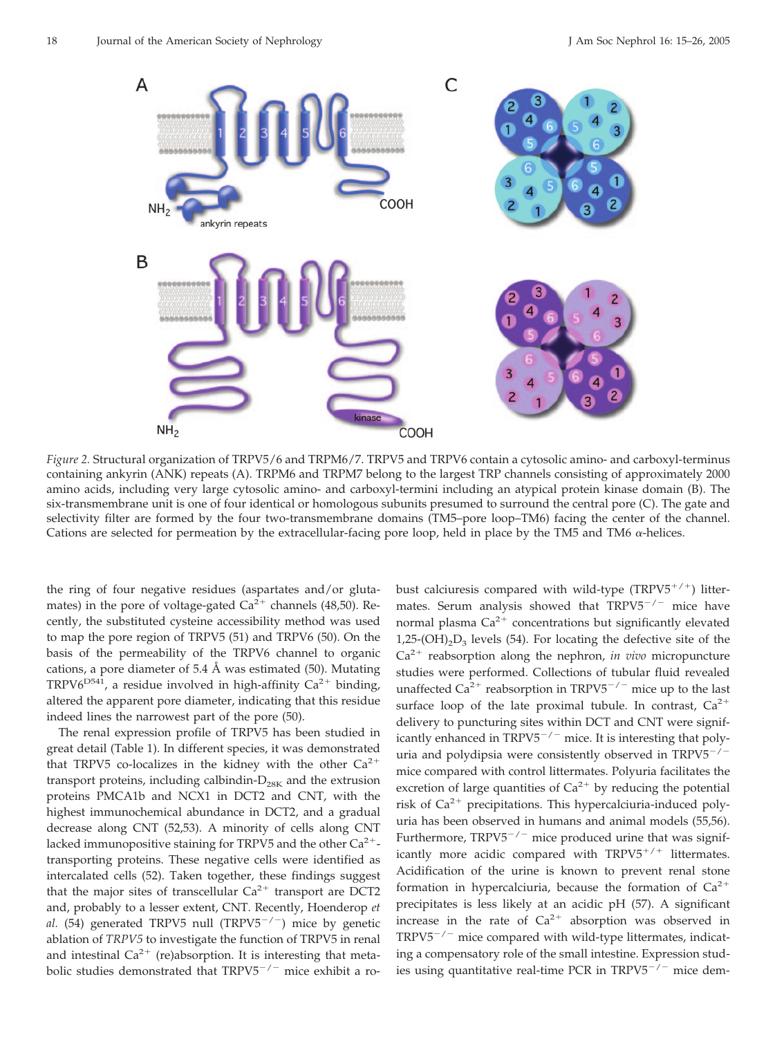*Figure 2.* Structural organization of TRPV5/6 and TRPM6/7. TRPV5 and TRPV6 contain a cytosolic amino- and carboxyl-terminus containing ankyrin (ANK) repeats (A). TRPM6 and TRPM7 belong to the largest TRP channels consisting of approximately 2000 amino acids, including very large cytosolic amino- and carboxyl-termini including an atypical protein kinase domain (B). The six-transmembrane unit is one of four identical or homologous subunits presumed to surround the central pore (C). The gate and selectivity filter are formed by the four two-transmembrane domains (TM5–pore loop–TM6) facing the center of the channel. Cations are selected for permeation by the extracellular-facing pore loop, held in place by the TM5 and TM6 α-helices.

the ring of four negative residues (aspartates and/or glutamates) in the pore of voltage-gated $Ca^{2+}$ channels (48,50). Recently, the substituted cysteine accessibility method was used to map the pore region of TRPV5 (51) and TRPV6 (50). On the basis of the permeability of the TRPV6 channel to organic cations, a pore diameter of 5.4 Å was estimated (50). Mutating $TRPV6^{D541}$, a residue involved in high-affinity $Ca^{2+}$ binding, altered the apparent pore diameter, indicating that this residue indeed lines the narrowest part of the pore (50).

The renal expression profile of TRPV5 has been studied in great detail (Table 1). In different species, it was demonstrated that TRPV5 co-localizes in the kidney with the other $Ca^{2+}$ transport proteins, including calbindin-$D_{28K}$ and the extrusion proteins PMCA1b and NCX1 in DCT2 and CNT, with the highest immunochemical abundance in DCT2, and a gradual decrease along CNT (52,53). A minority of cells along CNT lacked immunopositive staining for TRPV5 and the other $Ca^{2+}$-transporting proteins. These negative cells were identified as intercalated cells (52). Taken together, these findings suggest that the major sites of transcellular $Ca^{2+}$ transport are DCT2 and, probably to a lesser extent, CNT. Recently, Hoenderop *et al.* (54) generated TRPV5 null ($TRPV5^{-/-}$) mice by genetic ablation of *TRPV5* to investigate the function of TRPV5 in renal and intestinal $Ca^{2+}$ (re)absorption. It is interesting that metabolic studies demonstrated that $TRPV5^{-/-}$ mice exhibit a robust calciuresis compared with wild-type ($TRPV5^{+/+}$) littermates. Serum analysis showed that $TRPV5^{-/-}$ mice have normal plasma $Ca^{2+}$ concentrations but significantly elevated $1,25\text{-}(OH)_2D_3$ levels (54). For locating the defective site of the $Ca^{2+}$ reabsorption along the nephron, *in vivo* micropuncture studies were performed. Collections of tubular fluid revealed unaffected $Ca^{2+}$ reabsorption in $TRPV5^{-/-}$ mice up to the last surface loop of the late proximal tubule. In contrast, $Ca^{2+}$ delivery to puncturing sites within DCT and CNT were significantly enhanced in $TRPV5^{-/-}$ mice. It is interesting that polyuria and polydipsia were consistently observed in $TRPV5^{-/-}$ mice compared with control littermates. Polyuria facilitates the excretion of large quantities of $Ca^{2+}$ by reducing the potential risk of $Ca^{2+}$ precipitations. This hypercalciuria-induced polyuria has been observed in humans and animal models (55,56). Furthermore, $TRPV5^{-/-}$ mice produced urine that was significantly more acidic compared with $TRPV5^{+/+}$ littermates. Acidification of the urine is known to prevent renal stone formation in hypercalciuria, because the formation of $Ca^{2+}$ precipitates is less likely at an acidic pH (57). A significant increase in the rate of $Ca^{2+}$ absorption was observed in $TRPV5^{-/-}$ mice compared with wild-type littermates, indicating a compensatory role of the small intestine. Expression studies using quantitative real-time PCR in $TRPV5^{-/-}$ mice dem-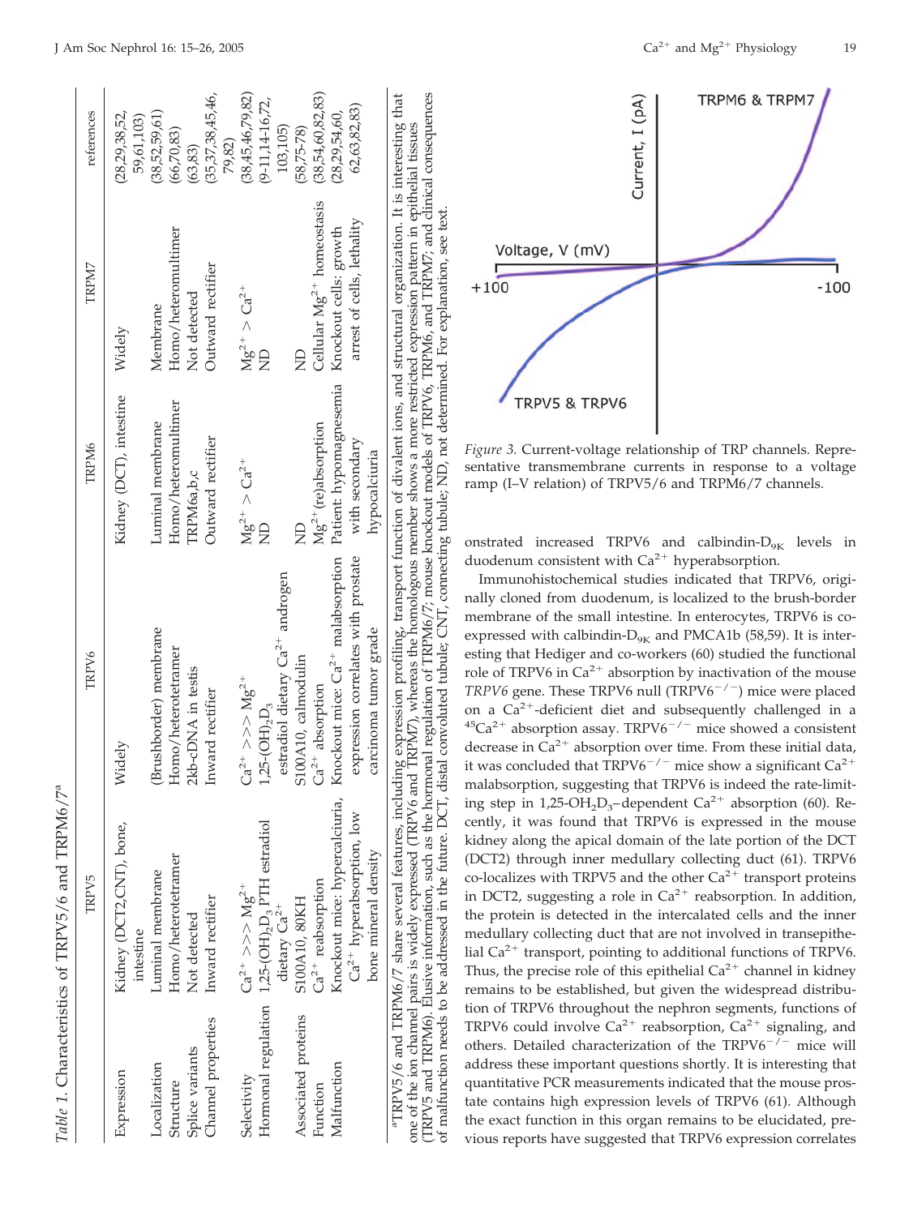*Table 1.* Characteristics of TRPV5/6 and TRPM6/7[a]

| | TRPV5 | TRPV6 | TRPM6 | TRPM7 | references |
|---|---|---|---|---|---|
| Expression | Kidney (DCT2,CNT), bone, intestine | Widely | Kidney (DCT), intestine | Widely | (28,29,38,52, 59,61,103) |
| Localization | Luminal membrane | (Brushborder) membrane | Luminal membrane | Membrane | (38,52,59,61) |
| Structure | Homo/heterotetramer | Homo/heterotetramer | Homo/heteromultimer | Homo/heteromultimer | (66,70,83) |
| Splice variants | Not detected | 2kb-cDNA in testis | TRPM6a,b,c | Not detected | (63,83) |
| Channel properties | Inward rectifier | Inward rectifier | Outward rectifier | Outward rectifier | (35,37,38,45,46, 79,82) |
| Selectivity | $Ca^{2+} >>> Mg^{2+}$ | $Ca^{2+} >>> Mg^{2+}$ | $Mg^{2+} > Ca^{2+}$ | $Mg^{2+} > Ca^{2+}$ | (38,45,46,79,82) |
| Hormonal regulation | $1,25\text{-}(OH)_2D_3$ PTH estradiol dietary $Ca^{2+}$ | $1,25\text{-}(OH)_2D_3$ estradiol dietary $Ca^{2+}$ androgen | ND | ND | (9-11,14-16,72, 103,105) |
| Associated proteins | S100A10, 80KH | S100A10, calmodulin | ND | ND | (58,75-78) |
| Function | $Ca^{2+}$ reabsorption | $Ca^{2+}$ absorption | $Mg^{2+}$ (re)absorption | Cellular $Mg^{2+}$ homeostasis | (38,54,60,82,83) |
| Malfunction | Knockout mice: hypercalciuria, $Ca^{2+}$ hyperabsorption, low bone mineral density | Knockout mice: $Ca^{2+}$ malabsorption expression correlates with prostate carcinoma tumor grade | Patient: hypomagnesemia with secondary hypocalciuria | Knockout cells: growth arrest of cells, lethality | (28,29,54,60, 62,63,82,83) |

[a]TRPV5/6 and TRPM6/7 share several features, including expression profiling, transport function of divalent ions, and structural organization. It is interesting that one of the ion channel pairs is widely expressed (TRPV6 and TRPM7), whereas the homologous member shows a more restricted expression pattern in epithelial tissues (TRPV5 and TRPM6). Elusive information, such as the hormonal regulation of TRPM6/7; mouse knockout models of TRPV6, TRPM6, and TRPM7; and clinical consequences of malfunction needs to be addressed in the future. DCT, distal convoluted tubule; CNT, connecting tubule; ND, not determined. For explanation, see text.

*Figure 3.* Current-voltage relationship of TRP channels. Representative transmembrane currents in response to a voltage ramp (I–V relation) of TRPV5/6 and TRPM6/7 channels.

onstrated increased TRPV6 and calbindin-$D_{9K}$ levels in duodenum consistent with $Ca^{2+}$ hyperabsorption.

Immunohistochemical studies indicated that TRPV6, originally cloned from duodenum, is localized to the brush-border membrane of the small intestine. In enterocytes, TRPV6 is co-expressed with calbindin-$D_{9K}$ and PMCA1b (58,59). It is interesting that Hediger and co-workers (60) studied the functional role of TRPV6 in $Ca^{2+}$ absorption by inactivation of the mouse *TRPV6* gene. These TRPV6 null ($TRPV6^{-/-}$) mice were placed on a $Ca^{2+}$-deficient diet and subsequently challenged in a $^{45}Ca^{2+}$ absorption assay. $TRPV6^{-/-}$ mice showed a consistent decrease in $Ca^{2+}$ absorption over time. From these initial data, it was concluded that $TRPV6^{-/-}$ mice show a significant $Ca^{2+}$ malabsorption, suggesting that TRPV6 is indeed the rate-limiting step in $1,25\text{-}OH_2D_3$–dependent $Ca^{2+}$ absorption (60). Recently, it was found that TRPV6 is expressed in the mouse kidney along the apical domain of the late portion of the DCT (DCT2) through inner medullary collecting duct (61). TRPV6 co-localizes with TRPV5 and the other $Ca^{2+}$ transport proteins in DCT2, suggesting a role in $Ca^{2+}$ reabsorption. In addition, the protein is detected in the intercalated cells and the inner medullary collecting duct that are not involved in transepithelial $Ca^{2+}$ transport, pointing to additional functions of TRPV6. Thus, the precise role of this epithelial $Ca^{2+}$ channel in kidney remains to be established, but given the widespread distribution of TRPV6 throughout the nephron segments, functions of TRPV6 could involve $Ca^{2+}$ reabsorption, $Ca^{2+}$ signaling, and others. Detailed characterization of the $TRPV6^{-/-}$ mice will address these important questions shortly. It is interesting that quantitative PCR measurements indicated that the mouse prostate contains high expression levels of TRPV6 (61). Although the exact function in this organ remains to be elucidated, previous reports have suggested that TRPV6 expression correlates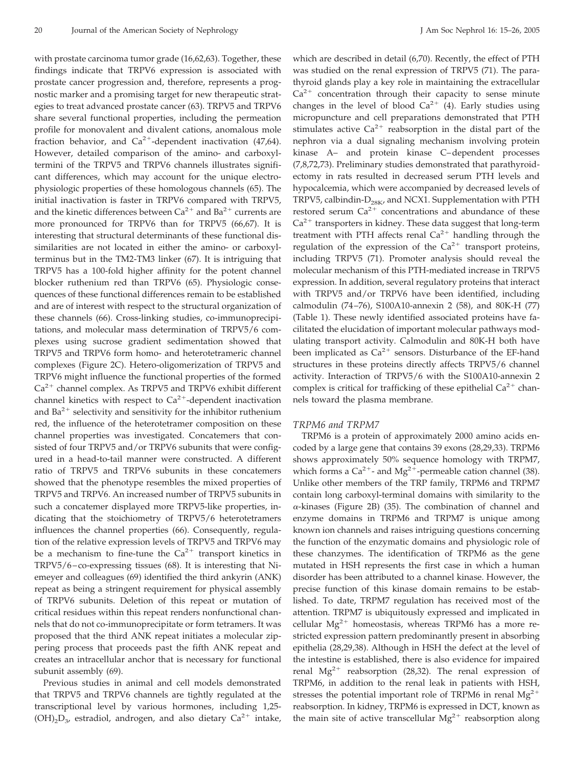with prostate carcinoma tumor grade (16,62,63). Together, these findings indicate that TRPV6 expression is associated with prostate cancer progression and, therefore, represents a prognostic marker and a promising target for new therapeutic strategies to treat advanced prostate cancer (63). TRPV5 and TRPV6 share several functional properties, including the permeation profile for monovalent and divalent cations, anomalous mole fraction behavior, and $Ca^{2+}$-dependent inactivation (47,64). However, detailed comparison of the amino- and carboxyl-termini of the TRPV5 and TRPV6 channels illustrates significant differences, which may account for the unique electrophysiologic properties of these homologous channels (65). The initial inactivation is faster in TRPV6 compared with TRPV5, and the kinetic differences between $Ca^{2+}$ and $Ba^{2+}$ currents are more pronounced for TRPV6 than for TRPV5 (66,67). It is interesting that structural determinants of these functional dissimilarities are not located in either the amino- or carboxyl-terminus but in the TM2-TM3 linker (67). It is intriguing that TRPV5 has a 100-fold higher affinity for the potent channel blocker ruthenium red than TRPV6 (65). Physiologic consequences of these functional differences remain to be established and are of interest with respect to the structural organization of these channels (66). Cross-linking studies, co-immunoprecipitations, and molecular mass determination of TRPV5/6 complexes using sucrose gradient sedimentation showed that TRPV5 and TRPV6 form homo- and heterotetrameric channel complexes (Figure 2C). Hetero-oligomerization of TRPV5 and TRPV6 might influence the functional properties of the formed $Ca^{2+}$ channel complex. As TRPV5 and TRPV6 exhibit different channel kinetics with respect to $Ca^{2+}$-dependent inactivation and $Ba^{2+}$ selectivity and sensitivity for the inhibitor ruthenium red, the influence of the heterotetramer composition on these channel properties was investigated. Concatemers that consisted of four TRPV5 and/or TRPV6 subunits that were configured in a head-to-tail manner were constructed. A different ratio of TRPV5 and TRPV6 subunits in these concatemers showed that the phenotype resembles the mixed properties of TRPV5 and TRPV6. An increased number of TRPV5 subunits in such a concatemer displayed more TRPV5-like properties, indicating that the stoichiometry of TRPV5/6 heterotetramers influences the channel properties (66). Consequently, regulation of the relative expression levels of TRPV5 and TRPV6 may be a mechanism to fine-tune the $Ca^{2+}$ transport kinetics in TRPV5/6–co-expressing tissues (68). It is interesting that Niemeyer and colleagues (69) identified the third ankyrin (ANK) repeat as being a stringent requirement for physical assembly of TRPV6 subunits. Deletion of this repeat or mutation of critical residues within this repeat renders nonfunctional channels that do not co-immunoprecipitate or form tetramers. It was proposed that the third ANK repeat initiates a molecular zippering process that proceeds past the fifth ANK repeat and creates an intracellular anchor that is necessary for functional subunit assembly (69).

Previous studies in animal and cell models demonstrated that TRPV5 and TRPV6 channels are tightly regulated at the transcriptional level by various hormones, including 1,25-$(OH)_2D_3$, estradiol, androgen, and also dietary $Ca^{2+}$ intake, which are described in detail (6,70). Recently, the effect of PTH was studied on the renal expression of TRPV5 (71). The parathyroid glands play a key role in maintaining the extracellular $Ca^{2+}$ concentration through their capacity to sense minute changes in the level of blood $Ca^{2+}$ (4). Early studies using micropuncture and cell preparations demonstrated that PTH stimulates active $Ca^{2+}$ reabsorption in the distal part of the nephron via a dual signaling mechanism involving protein kinase A– and protein kinase C–dependent processes (7,8,72,73). Preliminary studies demonstrated that parathyroidectomy in rats resulted in decreased serum PTH levels and hypocalcemia, which were accompanied by decreased levels of TRPV5, calbindin-$D_{28K}$, and NCX1. Supplementation with PTH restored serum $Ca^{2+}$ concentrations and abundance of these $Ca^{2+}$ transporters in kidney. These data suggest that long-term treatment with PTH affects renal $Ca^{2+}$ handling through the regulation of the expression of the $Ca^{2+}$ transport proteins, including TRPV5 (71). Promoter analysis should reveal the molecular mechanism of this PTH-mediated increase in TRPV5 expression. In addition, several regulatory proteins that interact with TRPV5 and/or TRPV6 have been identified, including calmodulin (74–76), S100A10-annexin 2 (58), and 80K-H (77) (Table 1). These newly identified associated proteins have facilitated the elucidation of important molecular pathways modulating transport activity. Calmodulin and 80K-H both have been implicated as $Ca^{2+}$ sensors. Disturbance of the EF-hand structures in these proteins directly affects TRPV5/6 channel activity. Interaction of TRPV5/6 with the S100A10-annexin 2 complex is critical for trafficking of these epithelial $Ca^{2+}$ channels toward the plasma membrane.

### *TRPM6 and TRPM7*

TRPM6 is a protein of approximately 2000 amino acids encoded by a large gene that contains 39 exons (28,29,33). TRPM6 shows approximately 50% sequence homology with TRPM7, which forms a $Ca^{2+}$- and $Mg^{2+}$-permeable cation channel (38). Unlike other members of the TRP family, TRPM6 and TRPM7 contain long carboxyl-terminal domains with similarity to the α-kinases (Figure 2B) (35). The combination of channel and enzyme domains in TRPM6 and TRPM7 is unique among known ion channels and raises intriguing questions concerning the function of the enzymatic domains and physiologic role of these chanzymes. The identification of TRPM6 as the gene mutated in HSH represents the first case in which a human disorder has been attributed to a channel kinase. However, the precise function of this kinase domain remains to be established. To date, TRPM7 regulation has received most of the attention. TRPM7 is ubiquitously expressed and implicated in cellular $Mg^{2+}$ homeostasis, whereas TRPM6 has a more restricted expression pattern predominantly present in absorbing epithelia (28,29,38). Although in HSH the defect at the level of the intestine is established, there is also evidence for impaired renal $Mg^{2+}$ reabsorption (28,32). The renal expression of TRPM6, in addition to the renal leak in patients with HSH, stresses the potential important role of TRPM6 in renal $Mg^{2+}$ reabsorption. In kidney, TRPM6 is expressed in DCT, known as the main site of active transcellular $Mg^{2+}$ reabsorption along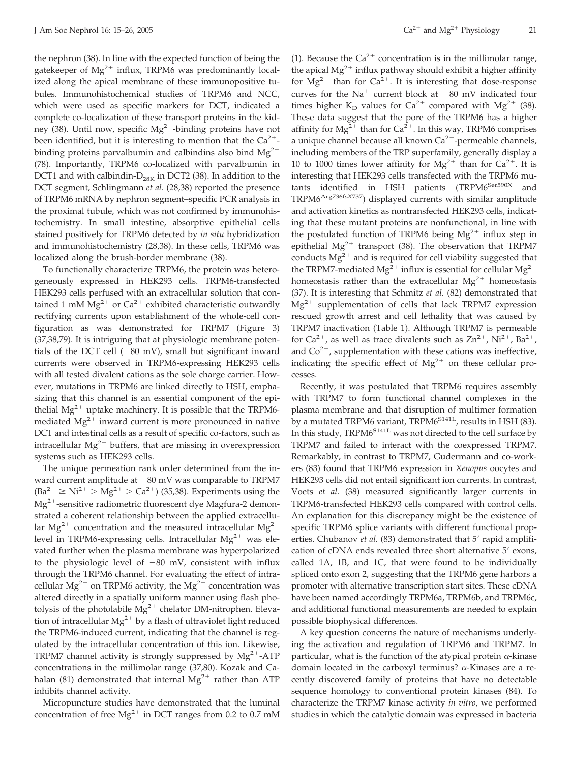the nephron (38). In line with the expected function of being the gatekeeper of $Mg^{2+}$ influx, TRPM6 was predominantly localized along the apical membrane of these immunopositive tubules. Immunohistochemical studies of TRPM6 and NCC, which were used as specific markers for DCT, indicated a complete co-localization of these transport proteins in the kidney (38). Until now, specific $Mg^{2+}$-binding proteins have not been identified, but it is interesting to mention that the $Ca^{2+}$-binding proteins parvalbumin and calbindins also bind $Mg^{2+}$ (78). Importantly, TRPM6 co-localized with parvalbumin in DCT1 and with calbindin-$D_{28K}$ in DCT2 (38). In addition to the DCT segment, Schlingmann *et al.* (28,38) reported the presence of TRPM6 mRNA by nephron segment–specific PCR analysis in the proximal tubule, which was not confirmed by immunohistochemistry. In small intestine, absorptive epithelial cells stained positively for TRPM6 detected by *in situ* hybridization and immunohistochemistry (28,38). In these cells, TRPM6 was localized along the brush-border membrane (38).

To functionally characterize TRPM6, the protein was heterogeneously expressed in HEK293 cells. TRPM6-transfected HEK293 cells perfused with an extracellular solution that contained 1 mM $Mg^{2+}$ or $Ca^{2+}$ exhibited characteristic outwardly rectifying currents upon establishment of the whole-cell configuration as was demonstrated for TRPM7 (Figure 3) (37,38,79). It is intriguing that at physiologic membrane potentials of the DCT cell (−80 mV), small but significant inward currents were observed in TRPM6-expressing HEK293 cells with all tested divalent cations as the sole charge carrier. However, mutations in TRPM6 are linked directly to HSH, emphasizing that this channel is an essential component of the epithelial $Mg^{2+}$ uptake machinery. It is possible that the TRPM6-mediated $Mg^{2+}$ inward current is more pronounced in native DCT and intestinal cells as a result of specific co-factors, such as intracellular $Mg^{2+}$ buffers, that are missing in overexpression systems such as HEK293 cells.

The unique permeation rank order determined from the inward current amplitude at −80 mV was comparable to TRPM7 ($Ba^{2+} \geq Ni^{2+} > Mg^{2+} > Ca^{2+}$) (35,38). Experiments using the $Mg^{2+}$-sensitive radiometric fluorescent dye Magfura-2 demonstrated a coherent relationship between the applied extracellular $Mg^{2+}$ concentration and the measured intracellular $Mg^{2+}$ level in TRPM6-expressing cells. Intracellular $Mg^{2+}$ was elevated further when the plasma membrane was hyperpolarized to the physiologic level of −80 mV, consistent with influx through the TRPM6 channel. For evaluating the effect of intracellular $Mg^{2+}$ on TRPM6 activity, the $Mg^{2+}$ concentration was altered directly in a spatially uniform manner using flash photolysis of the photolabile $Mg^{2+}$ chelator DM-nitrophen. Elevation of intracellular $Mg^{2+}$ by a flash of ultraviolet light reduced the TRPM6-induced current, indicating that the channel is regulated by the intracellular concentration of this ion. Likewise, TRPM7 channel activity is strongly suppressed by $Mg^{2+}$-ATP concentrations in the millimolar range (37,80). Kozak and Cahalan (81) demonstrated that internal $Mg^{2+}$ rather than ATP inhibits channel activity.

Micropuncture studies have demonstrated that the luminal concentration of free $Mg^{2+}$ in DCT ranges from 0.2 to 0.7 mM (1). Because the $Ca^{2+}$ concentration is in the millimolar range, the apical $Mg^{2+}$ influx pathway should exhibit a higher affinity for $Mg^{2+}$ than for $Ca^{2+}$. It is interesting that dose-response curves for the $Na^{+}$ current block at −80 mV indicated four times higher $K_D$ values for $Ca^{2+}$ compared with $Mg^{2+}$ (38). These data suggest that the pore of the TRPM6 has a higher affinity for $Mg^{2+}$ than for $Ca^{2+}$. In this way, TRPM6 comprises a unique channel because all known $Ca^{2+}$-permeable channels, including members of the TRP superfamily, generally display a 10 to 1000 times lower affinity for $Mg^{2+}$ than for $Ca^{2+}$. It is interesting that HEK293 cells transfected with the TRPM6 mutants identified in HSH patients ($TRPM6^{Ser590X}$ and $TRPM6^{Arg736fsX737}$) displayed currents with similar amplitude and activation kinetics as nontransfected HEK293 cells, indicating that these mutant proteins are nonfunctional, in line with the postulated function of TRPM6 being $Mg^{2+}$ influx step in epithelial $Mg^{2+}$ transport (38). The observation that TRPM7 conducts $Mg^{2+}$ and is required for cell viability suggested that the TRPM7-mediated $Mg^{2+}$ influx is essential for cellular $Mg^{2+}$ homeostasis rather than the extracellular $Mg^{2+}$ homeostasis (37). It is interesting that Schmitz *et al.* (82) demonstrated that $Mg^{2+}$ supplementation of cells that lack TRPM7 expression rescued growth arrest and cell lethality that was caused by TRPM7 inactivation (Table 1). Although TRPM7 is permeable for $Ca^{2+}$, as well as trace divalents such as $Zn^{2+}$, $Ni^{2+}$, $Ba^{2+}$, and $Co^{2+}$, supplementation with these cations was ineffective, indicating the specific effect of $Mg^{2+}$ on these cellular processes.

Recently, it was postulated that TRPM6 requires assembly with TRPM7 to form functional channel complexes in the plasma membrane and that disruption of multimer formation by a mutated TRPM6 variant, $TRPM6^{S141L}$, results in HSH (83). In this study, $TRPM6^{S141L}$ was not directed to the cell surface by TRPM7 and failed to interact with the coexpressed TRPM7. Remarkably, in contrast to TRPM7, Gudermann and co-workers (83) found that TRPM6 expression in *Xenopus* oocytes and HEK293 cells did not entail significant ion currents. In contrast, Voets *et al.* (38) measured significantly larger currents in TRPM6-transfected HEK293 cells compared with control cells. An explanation for this discrepancy might be the existence of specific TRPM6 splice variants with different functional properties. Chubanov *et al.* (83) demonstrated that 5′ rapid amplification of cDNA ends revealed three short alternative 5′ exons, called 1A, 1B, and 1C, that were found to be individually spliced onto exon 2, suggesting that the TRPM6 gene harbors a promoter with alternative transcription start sites. These cDNA have been named accordingly TRPM6a, TRPM6b, and TRPM6c, and additional functional measurements are needed to explain possible biophysical differences.

A key question concerns the nature of mechanisms underlying the activation and regulation of TRPM6 and TRPM7. In particular, what is the function of the atypical protein α-kinase domain located in the carboxyl terminus? α-Kinases are a recently discovered family of proteins that have no detectable sequence homology to conventional protein kinases (84). To characterize the TRPM7 kinase activity *in vitro*, we performed studies in which the catalytic domain was expressed in bacteria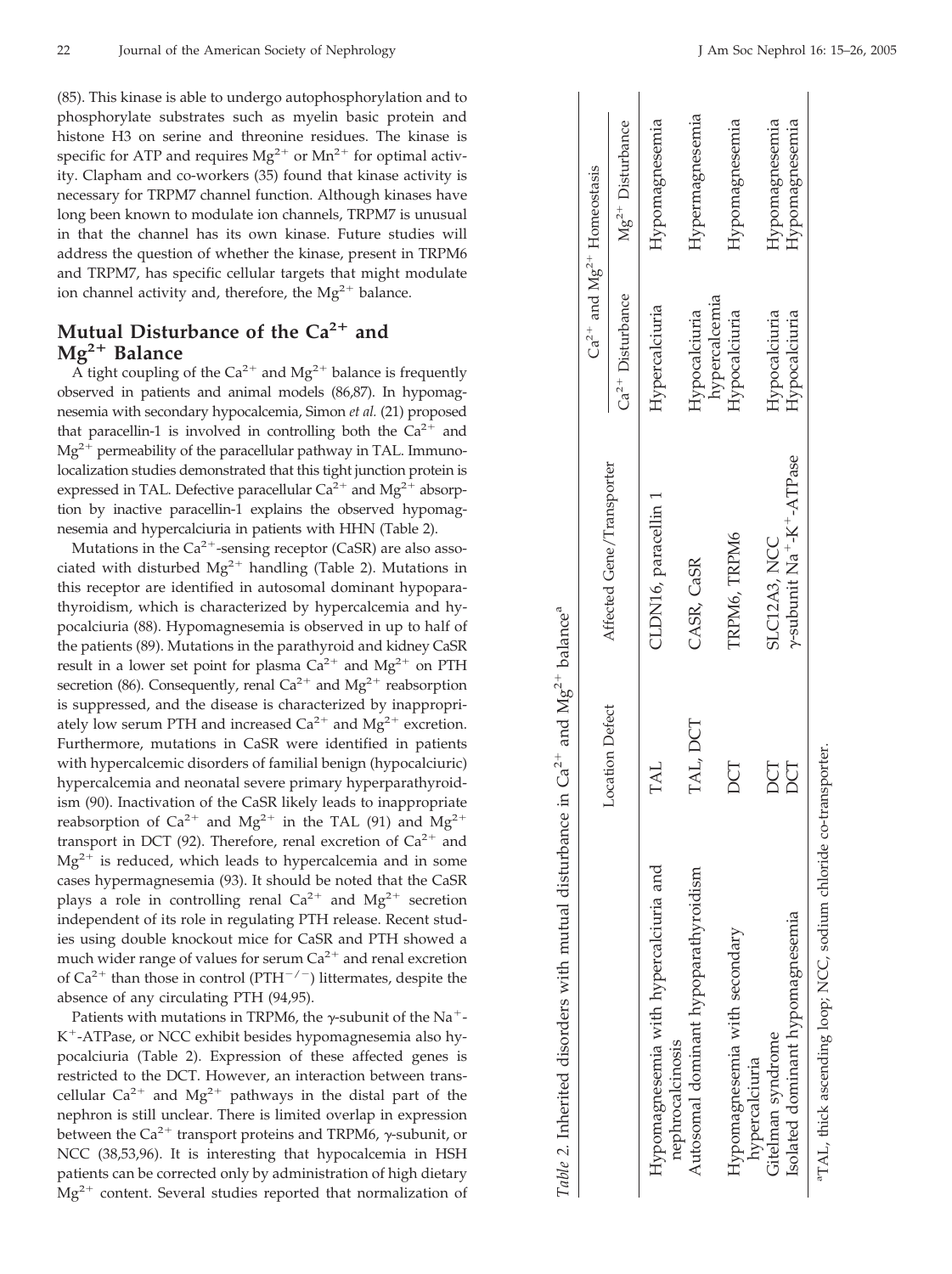(85). This kinase is able to undergo autophosphorylation and to phosphorylate substrates such as myelin basic protein and histone H3 on serine and threonine residues. The kinase is specific for ATP and requires $Mg^{2+}$ or $Mn^{2+}$ for optimal activity. Clapham and co-workers (35) found that kinase activity is necessary for TRPM7 channel function. Although kinases have long been known to modulate ion channels, TRPM7 is unusual in that the channel has its own kinase. Future studies will address the question of whether the kinase, present in TRPM6 and TRPM7, has specific cellular targets that might modulate ion channel activity and, therefore, the $Mg^{2+}$ balance.

## Mutual Disturbance of the $Ca^{2+}$ and $Mg^{2+}$ Balance

A tight coupling of the $Ca^{2+}$ and $Mg^{2+}$ balance is frequently observed in patients and animal models (86,87). In hypomagnesemia with secondary hypocalcemia, Simon *et al.* (21) proposed that paracellin-1 is involved in controlling both the $Ca^{2+}$ and $Mg^{2+}$ permeability of the paracellular pathway in TAL. Immunolocalization studies demonstrated that this tight junction protein is expressed in TAL. Defective paracellular $Ca^{2+}$ and $Mg^{2+}$ absorption by inactive paracellin-1 explains the observed hypomagnesemia and hypercalciuria in patients with HHN (Table 2).

Mutations in the $Ca^{2+}$-sensing receptor (CaSR) are also associated with disturbed $Mg^{2+}$ handling (Table 2). Mutations in this receptor are identified in autosomal dominant hypoparathyroidism, which is characterized by hypercalcemia and hypocalciuria (88). Hypomagnesemia is observed in up to half of the patients (89). Mutations in the parathyroid and kidney CaSR result in a lower set point for plasma $Ca^{2+}$ and $Mg^{2+}$ on PTH secretion (86). Consequently, renal $Ca^{2+}$ and $Mg^{2+}$ reabsorption is suppressed, and the disease is characterized by inappropriately low serum PTH and increased $Ca^{2+}$ and $Mg^{2+}$ excretion. Furthermore, mutations in CaSR were identified in patients with hypercalcemic disorders of familial benign (hypocalciuric) hypercalcemia and neonatal severe primary hyperparathyroidism (90). Inactivation of the CaSR likely leads to inappropriate reabsorption of $Ca^{2+}$ and $Mg^{2+}$ in the TAL (91) and $Mg^{2+}$ transport in DCT (92). Therefore, renal excretion of $Ca^{2+}$ and $Mg^{2+}$ is reduced, which leads to hypercalcemia and in some cases hypermagnesemia (93). It should be noted that the CaSR plays a role in controlling renal $Ca^{2+}$ and $Mg^{2+}$ secretion independent of its role in regulating PTH release. Recent studies using double knockout mice for CaSR and PTH showed a much wider range of values for serum $Ca^{2+}$ and renal excretion of $Ca^{2+}$ than those in control ($PTH^{-/-}$) littermates, despite the absence of any circulating PTH (94,95).

Patients with mutations in TRPM6, the γ-subunit of the $Na^{+}$-$K^{+}$-ATPase, or NCC exhibit besides hypomagnesemia also hypocalciuria (Table 2). Expression of these affected genes is restricted to the DCT. However, an interaction between transcellular $Ca^{2+}$ and $Mg^{2+}$ pathways in the distal part of the nephron is still unclear. There is limited overlap in expression between the $Ca^{2+}$ transport proteins and TRPM6, γ-subunit, or NCC (38,53,96). It is interesting that hypocalcemia in HSH patients can be corrected only by administration of high dietary $Mg^{2+}$ content. Several studies reported that normalization of

*Table 2.* Inherited disorders with mutual disturbance in $Ca^{2+}$ and $Mg^{2+}$ balance[a]

| | Location Defect | Affected Gene/Transporter | $Ca^{2+}$ and $Mg^{2+}$ Homeostasis | |
|---|---|---|---|---|
| | | | $Ca^{2+}$ Disturbance | $Mg^{2+}$ Disturbance |
| Hypomagnesemia with hypercalciuria and nephrocalcinosis | TAL | CLDN16, paracellin 1 | Hypercalciuria | Hypomagnesemia |
| Autosomal dominant hypoparathyroidism | TAL, DCT | CASR, CaSR | Hypocalciuria hypercalcemia | Hypermagnesemia |
| Hypomagnesemia with secondary hypercalciuria | DCT | TRPM6, TRPM6 | Hypocalciuria | Hypomagnesemia |
| Gitelman syndrome | DCT | SLC12A3, NCC | Hypocalciuria | Hypomagnesemia |
| Isolated dominant hypomagnesemia | DCT | γ-subunit $Na^{+}$-$K^{+}$-ATPase | Hypocalciuria | Hypomagnesemia |

[a]TAL, thick ascending loop; NCC, sodium chloride co-transporter.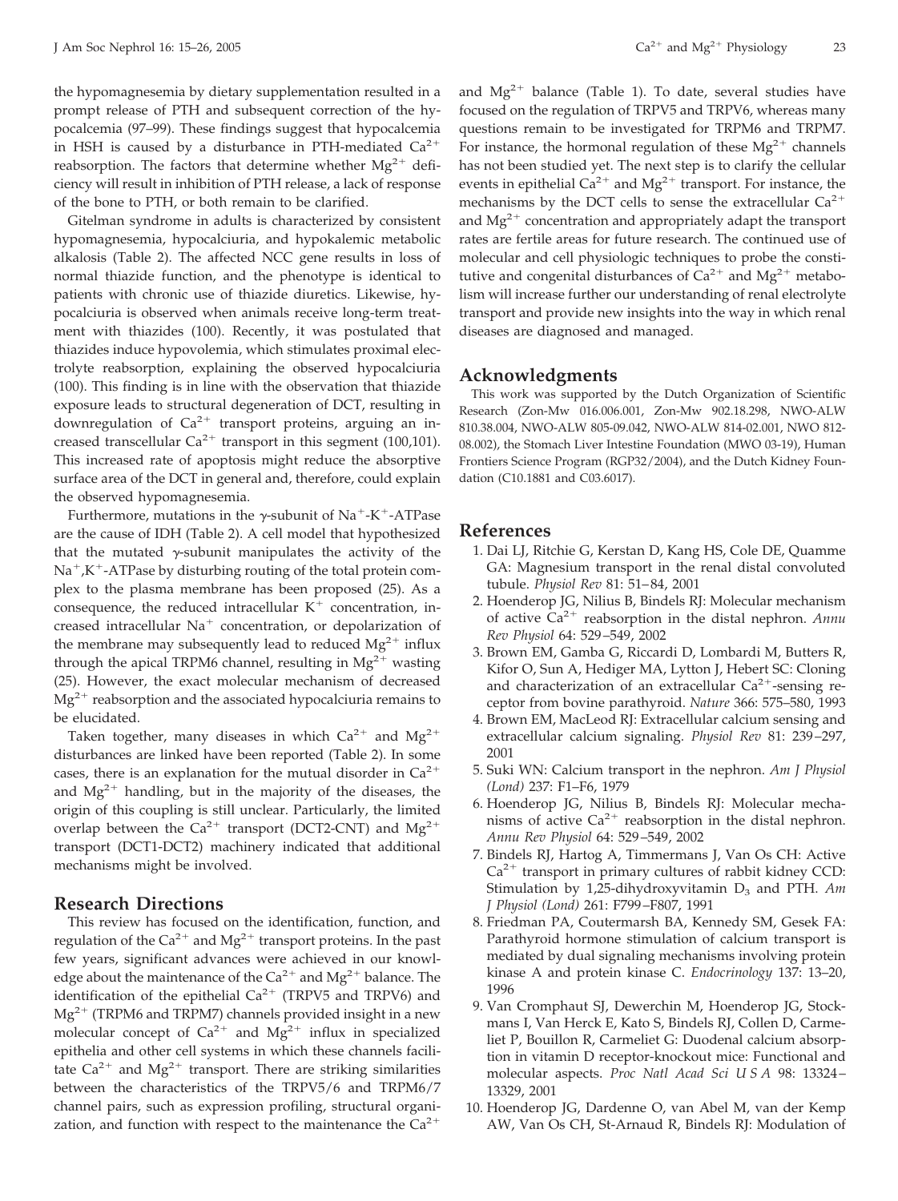the hypomagnesemia by dietary supplementation resulted in a prompt release of PTH and subsequent correction of the hypocalcemia (97–99). These findings suggest that hypocalcemia in HSH is caused by a disturbance in PTH-mediated $Ca^{2+}$ reabsorption. The factors that determine whether $Mg^{2+}$ deficiency will result in inhibition of PTH release, a lack of response of the bone to PTH, or both remain to be clarified.

Gitelman syndrome in adults is characterized by consistent hypomagnesemia, hypocalciuria, and hypokalemic metabolic alkalosis (Table 2). The affected NCC gene results in loss of normal thiazide function, and the phenotype is identical to patients with chronic use of thiazide diuretics. Likewise, hypocalciuria is observed when animals receive long-term treatment with thiazides (100). Recently, it was postulated that thiazides induce hypovolemia, which stimulates proximal electrolyte reabsorption, explaining the observed hypocalciuria (100). This finding is in line with the observation that thiazide exposure leads to structural degeneration of DCT, resulting in downregulation of $Ca^{2+}$ transport proteins, arguing an increased transcellular $Ca^{2+}$ transport in this segment (100,101). This increased rate of apoptosis might reduce the absorptive surface area of the DCT in general and, therefore, could explain the observed hypomagnesemia.

Furthermore, mutations in the γ-subunit of $Na^+$-$K^+$-ATPase are the cause of IDH (Table 2). A cell model that hypothesized that the mutated γ-subunit manipulates the activity of the $Na^+$,$K^+$-ATPase by disturbing routing of the total protein complex to the plasma membrane has been proposed (25). As a consequence, the reduced intracellular $K^+$ concentration, increased intracellular $Na^+$ concentration, or depolarization of the membrane may subsequently lead to reduced $Mg^{2+}$ influx through the apical TRPM6 channel, resulting in $Mg^{2+}$ wasting (25). However, the exact molecular mechanism of decreased $Mg^{2+}$ reabsorption and the associated hypocalciuria remains to be elucidated.

Taken together, many diseases in which $Ca^{2+}$ and $Mg^{2+}$ disturbances are linked have been reported (Table 2). In some cases, there is an explanation for the mutual disorder in $Ca^{2+}$ and $Mg^{2+}$ handling, but in the majority of the diseases, the origin of this coupling is still unclear. Particularly, the limited overlap between the $Ca^{2+}$ transport (DCT2-CNT) and $Mg^{2+}$ transport (DCT1-DCT2) machinery indicated that additional mechanisms might be involved.

## Research Directions

This review has focused on the identification, function, and regulation of the $Ca^{2+}$ and $Mg^{2+}$ transport proteins. In the past few years, significant advances were achieved in our knowledge about the maintenance of the $Ca^{2+}$ and $Mg^{2+}$ balance. The identification of the epithelial $Ca^{2+}$ (TRPV5 and TRPV6) and $Mg^{2+}$ (TRPM6 and TRPM7) channels provided insight in a new molecular concept of $Ca^{2+}$ and $Mg^{2+}$ influx in specialized epithelia and other cell systems in which these channels facilitate $Ca^{2+}$ and $Mg^{2+}$ transport. There are striking similarities between the characteristics of the TRPV5/6 and TRPM6/7 channel pairs, such as expression profiling, structural organization, and function with respect to the maintenance the $Ca^{2+}$ and $Mg^{2+}$ balance (Table 1). To date, several studies have focused on the regulation of TRPV5 and TRPV6, whereas many questions remain to be investigated for TRPM6 and TRPM7. For instance, the hormonal regulation of these $Mg^{2+}$ channels has not been studied yet. The next step is to clarify the cellular events in epithelial $Ca^{2+}$ and $Mg^{2+}$ transport. For instance, the mechanisms by the DCT cells to sense the extracellular $Ca^{2+}$ and $Mg^{2+}$ concentration and appropriately adapt the transport rates are fertile areas for future research. The continued use of molecular and cell physiologic techniques to probe the constitutive and congenital disturbances of $Ca^{2+}$ and $Mg^{2+}$ metabolism will increase further our understanding of renal electrolyte transport and provide new insights into the way in which renal diseases are diagnosed and managed.

## Acknowledgments

This work was supported by the Dutch Organization of Scientific Research (Zon-Mw 016.006.001, Zon-Mw 902.18.298, NWO-ALW 810.38.004, NWO-ALW 805-09.042, NWO-ALW 814-02.001, NWO 812-08.002), the Stomach Liver Intestine Foundation (MWO 03-19), Human Frontiers Science Program (RGP32/2004), and the Dutch Kidney Foundation (C10.1881 and C03.6017).

## References

1. Dai LJ, Ritchie G, Kerstan D, Kang HS, Cole DE, Quamme GA: Magnesium transport in the renal distal convoluted tubule. *Physiol Rev* 81: 51–84, 2001
2. Hoenderop JG, Nilius B, Bindels RJ: Molecular mechanism of active $Ca^{2+}$ reabsorption in the distal nephron. *Annu Rev Physiol* 64: 529–549, 2002
3. Brown EM, Gamba G, Riccardi D, Lombardi M, Butters R, Kifor O, Sun A, Hediger MA, Lytton J, Hebert SC: Cloning and characterization of an extracellular $Ca^{2+}$-sensing receptor from bovine parathyroid. *Nature* 366: 575–580, 1993
4. Brown EM, MacLeod RJ: Extracellular calcium sensing and extracellular calcium signaling. *Physiol Rev* 81: 239–297, 2001
5. Suki WN: Calcium transport in the nephron. *Am J Physiol (Lond)* 237: F1–F6, 1979
6. Hoenderop JG, Nilius B, Bindels RJ: Molecular mechanisms of active $Ca^{2+}$ reabsorption in the distal nephron. *Annu Rev Physiol* 64: 529–549, 2002
7. Bindels RJ, Hartog A, Timmermans J, Van Os CH: Active $Ca^{2+}$ transport in primary cultures of rabbit kidney CCD: Stimulation by 1,25-dihydroxyvitamin $D_3$ and PTH. *Am J Physiol (Lond)* 261: F799–F807, 1991
8. Friedman PA, Coutermarsh BA, Kennedy SM, Gesek FA: Parathyroid hormone stimulation of calcium transport is mediated by dual signaling mechanisms involving protein kinase A and protein kinase C. *Endocrinology* 137: 13–20, 1996
9. Van Cromphaut SJ, Dewerchin M, Hoenderop JG, Stockmans I, Van Herck E, Kato S, Bindels RJ, Collen D, Carmeliet P, Bouillon R, Carmeliet G: Duodenal calcium absorption in vitamin D receptor-knockout mice: Functional and molecular aspects. *Proc Natl Acad Sci U S A* 98: 13324–13329, 2001
10. Hoenderop JG, Dardenne O, van Abel M, van der Kemp AW, Van Os CH, St-Arnaud R, Bindels RJ: Modulation of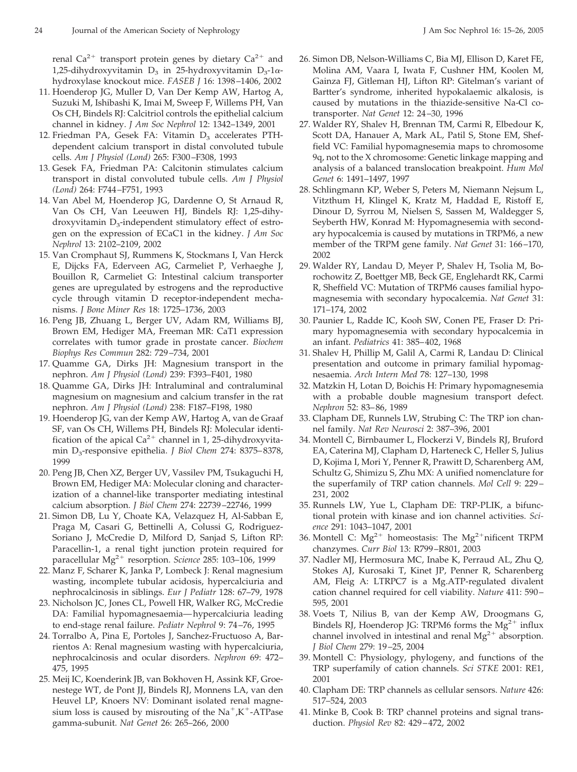renal $Ca^{2+}$ transport protein genes by dietary $Ca^{2+}$ and 1,25-dihydroxyvitamin $D_3$ in 25-hydroxyvitamin $D_3$-1$\alpha$-hydroxylase knockout mice. *FASEB J* 16: 1398–1406, 2002

11. Hoenderop JG, Muller D, Van Der Kemp AW, Hartog A, Suzuki M, Ishibashi K, Imai M, Sweep F, Willems PH, Van Os CH, Bindels RJ: Calcitriol controls the epithelial calcium channel in kidney. *J Am Soc Nephrol* 12: 1342–1349, 2001
12. Friedman PA, Gesek FA: Vitamin $D_3$ accelerates PTH-dependent calcium transport in distal convoluted tubule cells. *Am J Physiol (Lond)* 265: F300–F308, 1993
13. Gesek FA, Friedman PA: Calcitonin stimulates calcium transport in distal convoluted tubule cells. *Am J Physiol (Lond)* 264: F744–F751, 1993
14. Van Abel M, Hoenderop JG, Dardenne O, St Arnaud R, Van Os CH, Van Leeuwen HJ, Bindels RJ: 1,25-dihydroxyvitamin $D_3$-independent stimulatory effect of estrogen on the expression of ECaC1 in the kidney. *J Am Soc Nephrol* 13: 2102–2109, 2002
15. Van Cromphaut SJ, Rummens K, Stockmans I, Van Herck E, Dijcks FA, Ederveen AG, Carmeliet P, Verhaeghe J, Bouillon R, Carmeliet G: Intestinal calcium transporter genes are upregulated by estrogens and the reproductive cycle through vitamin D receptor-independent mechanisms. *J Bone Miner Res* 18: 1725–1736, 2003
16. Peng JB, Zhuang L, Berger UV, Adam RM, Williams BJ, Brown EM, Hediger MA, Freeman MR: CaT1 expression correlates with tumor grade in prostate cancer. *Biochem Biophys Res Commun* 282: 729–734, 2001
17. Quamme GA, Dirks JH: Magnesium transport in the nephron. *Am J Physiol (Lond)* 239: F393–F401, 1980
18. Quamme GA, Dirks JH: Intraluminal and contraluminal magnesium on magnesium and calcium transfer in the rat nephron. *Am J Physiol (Lond)* 238: F187–F198, 1980
19. Hoenderop JG, van der Kemp AW, Hartog A, van de Graaf SF, van Os CH, Willems PH, Bindels RJ: Molecular identification of the apical $Ca^{2+}$ channel in 1, 25-dihydroxyvitamin $D_3$-responsive epithelia. *J Biol Chem* 274: 8375–8378, 1999
20. Peng JB, Chen XZ, Berger UV, Vassilev PM, Tsukaguchi H, Brown EM, Hediger MA: Molecular cloning and characterization of a channel-like transporter mediating intestinal calcium absorption. *J Biol Chem* 274: 22739–22746, 1999
21. Simon DB, Lu Y, Choate KA, Velazquez H, Al-Sabban E, Praga M, Casari G, Bettinelli A, Colussi G, Rodriguez-Soriano J, McCredie D, Milford D, Sanjad S, Lifton RP: Paracellin-1, a renal tight junction protein required for paracellular $Mg^{2+}$ resorption. *Science* 285: 103–106, 1999
22. Manz F, Scharer K, Janka P, Lombeck J: Renal magnesium wasting, incomplete tubular acidosis, hypercalciuria and nephrocalcinosis in siblings. *Eur J Pediatr* 128: 67–79, 1978
23. Nicholson JC, Jones CL, Powell HR, Walker RG, McCredie DA: Familial hypomagnesaemia—hypercalciuria leading to end-stage renal failure. *Pediatr Nephrol* 9: 74–76, 1995
24. Torralbo A, Pina E, Portoles J, Sanchez-Fructuoso A, Barrientos A: Renal magnesium wasting with hypercalciuria, nephrocalcinosis and ocular disorders. *Nephron* 69: 472–475, 1995
25. Meij IC, Koenderink JB, van Bokhoven H, Assink KF, Groenestege WT, de Pont JJ, Bindels RJ, Monnens LA, van den Heuvel LP, Knoers NV: Dominant isolated renal magnesium loss is caused by misrouting of the $Na^+$,$K^+$-ATPase gamma-subunit. *Nat Genet* 26: 265–266, 2000
26. Simon DB, Nelson-Williams C, Bia MJ, Ellison D, Karet FE, Molina AM, Vaara I, Iwata F, Cushner HM, Koolen M, Gainza FJ, Gitleman HJ, Lifton RP: Gitelman's variant of Bartter's syndrome, inherited hypokalaemic alkalosis, is caused by mutations in the thiazide-sensitive Na-Cl cotransporter. *Nat Genet* 12: 24–30, 1996
27. Walder RY, Shalev H, Brennan TM, Carmi R, Elbedour K, Scott DA, Hanauer A, Mark AL, Patil S, Stone EM, Sheffield VC: Familial hypomagnesemia maps to chromosome 9q, not to the X chromosome: Genetic linkage mapping and analysis of a balanced translocation breakpoint. *Hum Mol Genet* 6: 1491–1497, 1997
28. Schlingmann KP, Weber S, Peters M, Niemann Nejsum L, Vitzthum H, Klingel K, Kratz M, Haddad E, Ristoff E, Dinour D, Syrrou M, Nielsen S, Sassen M, Waldegger S, Seyberth HW, Konrad M: Hypomagnesemia with secondary hypocalcemia is caused by mutations in TRPM6, a new member of the TRPM gene family. *Nat Genet* 31: 166–170, 2002
29. Walder RY, Landau D, Meyer P, Shalev H, Tsolia M, Borochowitz Z, Boettger MB, Beck GE, Englehardt RK, Carmi R, Sheffield VC: Mutation of TRPM6 causes familial hypomagnesemia with secondary hypocalcemia. *Nat Genet* 31: 171–174, 2002
30. Paunier L, Radde IC, Kooh SW, Conen PE, Fraser D: Primary hypomagnesemia with secondary hypocalcemia in an infant. *Pediatrics* 41: 385–402, 1968
31. Shalev H, Phillip M, Galil A, Carmi R, Landau D: Clinical presentation and outcome in primary familial hypomagnesaemia. *Arch Intern Med* 78: 127–130, 1998
32. Matzkin H, Lotan D, Boichis H: Primary hypomagnesemia with a probable double magnesium transport defect. *Nephron* 52: 83–86, 1989
33. Clapham DE, Runnels LW, Strubing C: The TRP ion channel family. *Nat Rev Neurosci* 2: 387–396, 2001
34. Montell C, Birnbaumer L, Flockerzi V, Bindels RJ, Bruford EA, Caterina MJ, Clapham D, Harteneck C, Heller S, Julius D, Kojima I, Mori Y, Penner R, Prawitt D, Scharenberg AM, Schultz G, Shimizu S, Zhu MX: A unified nomenclature for the superfamily of TRP cation channels. *Mol Cell* 9: 229–231, 2002
35. Runnels LW, Yue L, Clapham DE: TRP-PLIK, a bifunctional protein with kinase and ion channel activities. *Science* 291: 1043–1047, 2001
36. Montell C: $Mg^{2+}$ homeostasis: The $Mg^{2+}$nificent TRPM chanzymes. *Curr Biol* 13: R799–R801, 2003
37. Nadler MJ, Hermosura MC, Inabe K, Perraud AL, Zhu Q, Stokes AJ, Kurosaki T, Kinet JP, Penner R, Scharenberg AM, Fleig A: LTRPC7 is a Mg.ATP-regulated divalent cation channel required for cell viability. *Nature* 411: 590–595, 2001
38. Voets T, Nilius B, van der Kemp AW, Droogmans G, Bindels RJ, Hoenderop JG: TRPM6 forms the $Mg^{2+}$ influx channel involved in intestinal and renal $Mg^{2+}$ absorption. *J Biol Chem* 279: 19–25, 2004
39. Montell C: Physiology, phylogeny, and functions of the TRP superfamily of cation channels. *Sci STKE* 2001: RE1, 2001
40. Clapham DE: TRP channels as cellular sensors. *Nature* 426: 517–524, 2003
41. Minke B, Cook B: TRP channel proteins and signal transduction. *Physiol Rev* 82: 429–472, 2002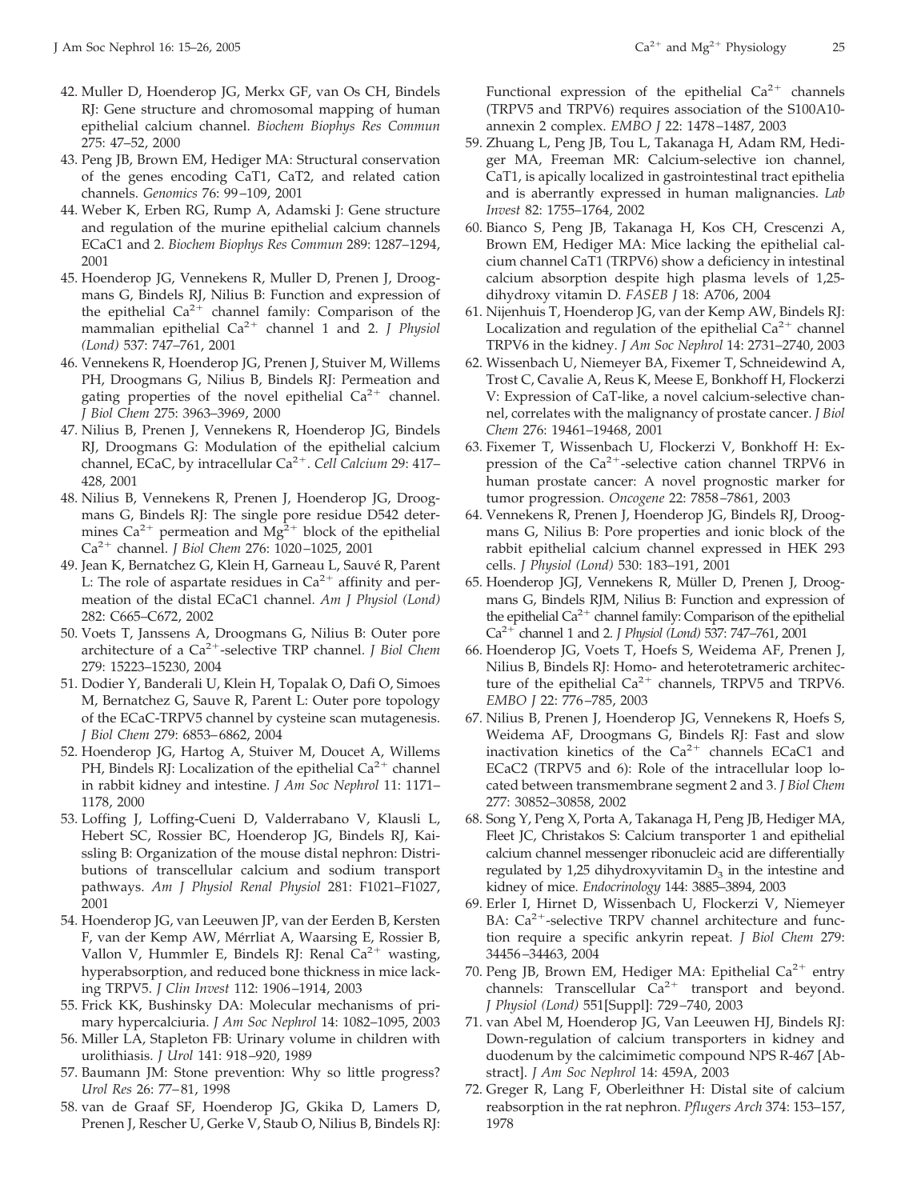42. Muller D, Hoenderop JG, Merkx GF, van Os CH, Bindels RJ: Gene structure and chromosomal mapping of human epithelial calcium channel. *Biochem Biophys Res Commun* 275: 47–52, 2000
43. Peng JB, Brown EM, Hediger MA: Structural conservation of the genes encoding CaT1, CaT2, and related cation channels. *Genomics* 76: 99–109, 2001
44. Weber K, Erben RG, Rump A, Adamski J: Gene structure and regulation of the murine epithelial calcium channels ECaC1 and 2. *Biochem Biophys Res Commun* 289: 1287–1294, 2001
45. Hoenderop JG, Vennekens R, Muller D, Prenen J, Droogmans G, Bindels RJ, Nilius B: Function and expression of the epithelial $Ca^{2+}$ channel family: Comparison of the mammalian epithelial $Ca^{2+}$ channel 1 and 2. *J Physiol (Lond)* 537: 747–761, 2001
46. Vennekens R, Hoenderop JG, Prenen J, Stuiver M, Willems PH, Droogmans G, Nilius B, Bindels RJ: Permeation and gating properties of the novel epithelial $Ca^{2+}$ channel. *J Biol Chem* 275: 3963–3969, 2000
47. Nilius B, Prenen J, Vennekens R, Hoenderop JG, Bindels RJ, Droogmans G: Modulation of the epithelial calcium channel, ECaC, by intracellular $Ca^{2+}$. *Cell Calcium* 29: 417–428, 2001
48. Nilius B, Vennekens R, Prenen J, Hoenderop JG, Droogmans G, Bindels RJ: The single pore residue D542 determines $Ca^{2+}$ permeation and $Mg^{2+}$ block of the epithelial $Ca^{2+}$ channel. *J Biol Chem* 276: 1020–1025, 2001
49. Jean K, Bernatchez G, Klein H, Garneau L, Sauvé R, Parent L: The role of aspartate residues in $Ca^{2+}$ affinity and permeation of the distal ECaC1 channel. *Am J Physiol (Lond)* 282: C665–C672, 2002
50. Voets T, Janssens A, Droogmans G, Nilius B: Outer pore architecture of a $Ca^{2+}$-selective TRP channel. *J Biol Chem* 279: 15223–15230, 2004
51. Dodier Y, Banderali U, Klein H, Topalak O, Dafi O, Simoes M, Bernatchez G, Sauve R, Parent L: Outer pore topology of the ECaC-TRPV5 channel by cysteine scan mutagenesis. *J Biol Chem* 279: 6853–6862, 2004
52. Hoenderop JG, Hartog A, Stuiver M, Doucet A, Willems PH, Bindels RJ: Localization of the epithelial $Ca^{2+}$ channel in rabbit kidney and intestine. *J Am Soc Nephrol* 11: 1171–1178, 2000
53. Loffing J, Loffing-Cueni D, Valderrabano V, Klausli L, Hebert SC, Rossier BC, Hoenderop JG, Bindels RJ, Kaissling B: Organization of the mouse distal nephron: Distributions of transcellular calcium and sodium transport pathways. *Am J Physiol Renal Physiol* 281: F1021–F1027, 2001
54. Hoenderop JG, van Leeuwen JP, van der Eerden B, Kersten F, van der Kemp AW, Mérrliat A, Waarsing E, Rossier B, Vallon V, Hummler E, Bindels RJ: Renal $Ca^{2+}$ wasting, hyperabsorption, and reduced bone thickness in mice lacking TRPV5. *J Clin Invest* 112: 1906–1914, 2003
55. Frick KK, Bushinsky DA: Molecular mechanisms of primary hypercalciuria. *J Am Soc Nephrol* 14: 1082–1095, 2003
56. Miller LA, Stapleton FB: Urinary volume in children with urolithiasis. *J Urol* 141: 918–920, 1989
57. Baumann JM: Stone prevention: Why so little progress? *Urol Res* 26: 77–81, 1998
58. van de Graaf SF, Hoenderop JG, Gkika D, Lamers D, Prenen J, Rescher U, Gerke V, Staub O, Nilius B, Bindels RJ: Functional expression of the epithelial $Ca^{2+}$ channels (TRPV5 and TRPV6) requires association of the S100A10-annexin 2 complex. *EMBO J* 22: 1478–1487, 2003
59. Zhuang L, Peng JB, Tou L, Takanaga H, Adam RM, Hediger MA, Freeman MR: Calcium-selective ion channel, CaT1, is apically localized in gastrointestinal tract epithelia and is aberrantly expressed in human malignancies. *Lab Invest* 82: 1755–1764, 2002
60. Bianco S, Peng JB, Takanaga H, Kos CH, Crescenzi A, Brown EM, Hediger MA: Mice lacking the epithelial calcium channel CaT1 (TRPV6) show a deficiency in intestinal calcium absorption despite high plasma levels of 1,25-dihydroxy vitamin D. *FASEB J* 18: A706, 2004
61. Nijenhuis T, Hoenderop JG, van der Kemp AW, Bindels RJ: Localization and regulation of the epithelial $Ca^{2+}$ channel TRPV6 in the kidney. *J Am Soc Nephrol* 14: 2731–2740, 2003
62. Wissenbach U, Niemeyer BA, Fixemer T, Schneidewind A, Trost C, Cavalie A, Reus K, Meese E, Bonkhoff H, Flockerzi V: Expression of CaT-like, a novel calcium-selective channel, correlates with the malignancy of prostate cancer. *J Biol Chem* 276: 19461–19468, 2001
63. Fixemer T, Wissenbach U, Flockerzi V, Bonkhoff H: Expression of the $Ca^{2+}$-selective cation channel TRPV6 in human prostate cancer: A novel prognostic marker for tumor progression. *Oncogene* 22: 7858–7861, 2003
64. Vennekens R, Prenen J, Hoenderop JG, Bindels RJ, Droogmans G, Nilius B: Pore properties and ionic block of the rabbit epithelial calcium channel expressed in HEK 293 cells. *J Physiol (Lond)* 530: 183–191, 2001
65. Hoenderop JGJ, Vennekens R, Müller D, Prenen J, Droogmans G, Bindels RJM, Nilius B: Function and expression of the epithelial $Ca^{2+}$ channel family: Comparison of the epithelial $Ca^{2+}$ channel 1 and 2. *J Physiol (Lond)* 537: 747–761, 2001
66. Hoenderop JG, Voets T, Hoefs S, Weidema AF, Prenen J, Nilius B, Bindels RJ: Homo- and heterotetrameric architecture of the epithelial $Ca^{2+}$ channels, TRPV5 and TRPV6. *EMBO J* 22: 776–785, 2003
67. Nilius B, Prenen J, Hoenderop JG, Vennekens R, Hoefs S, Weidema AF, Droogmans G, Bindels RJ: Fast and slow inactivation kinetics of the $Ca^{2+}$ channels ECaC1 and ECaC2 (TRPV5 and 6): Role of the intracellular loop located between transmembrane segment 2 and 3. *J Biol Chem* 277: 30852–30858, 2002
68. Song Y, Peng X, Porta A, Takanaga H, Peng JB, Hediger MA, Fleet JC, Christakos S: Calcium transporter 1 and epithelial calcium channel messenger ribonucleic acid are differentially regulated by 1,25 dihydroxyvitamin $D_3$ in the intestine and kidney of mice. *Endocrinology* 144: 3885–3894, 2003
69. Erler I, Hirnet D, Wissenbach U, Flockerzi V, Niemeyer BA: $Ca^{2+}$-selective TRPV channel architecture and function require a specific ankyrin repeat. *J Biol Chem* 279: 34456–34463, 2004
70. Peng JB, Brown EM, Hediger MA: Epithelial $Ca^{2+}$ entry channels: Transcellular $Ca^{2+}$ transport and beyond. *J Physiol (Lond)* 551[Suppl]: 729–740, 2003
71. van Abel M, Hoenderop JG, Van Leeuwen HJ, Bindels RJ: Down-regulation of calcium transporters in kidney and duodenum by the calcimimetic compound NPS R-467 [Abstract]. *J Am Soc Nephrol* 14: 459A, 2003
72. Greger R, Lang F, Oberleithner H: Distal site of calcium reabsorption in the rat nephron. *Pflugers Arch* 374: 153–157, 1978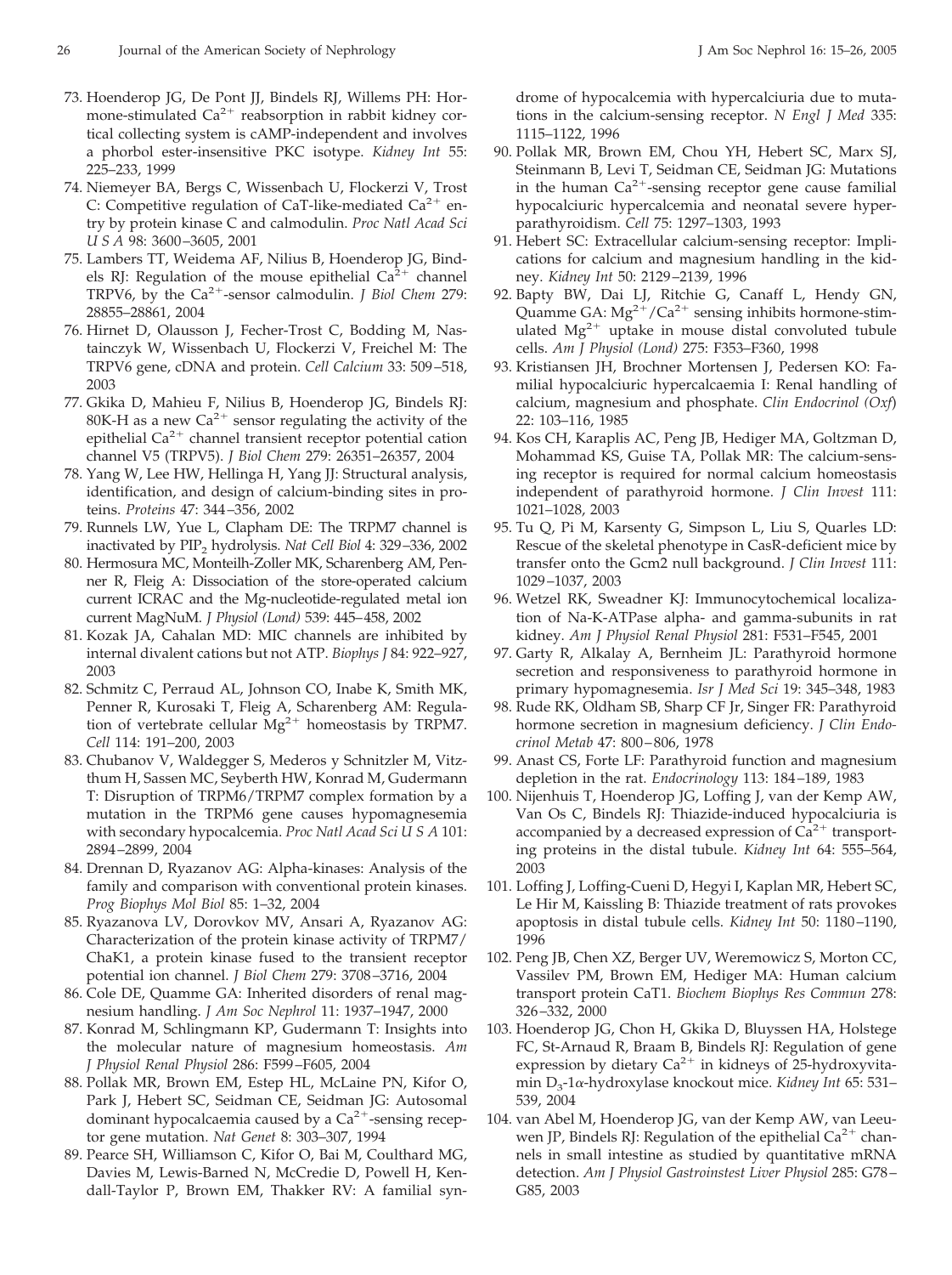73. Hoenderop JG, De Pont JJ, Bindels RJ, Willems PH: Hormone-stimulated $Ca^{2+}$ reabsorption in rabbit kidney cortical collecting system is cAMP-independent and involves a phorbol ester-insensitive PKC isotype. *Kidney Int* 55: 225–233, 1999
74. Niemeyer BA, Bergs C, Wissenbach U, Flockerzi V, Trost C: Competitive regulation of CaT-like-mediated $Ca^{2+}$ entry by protein kinase C and calmodulin. *Proc Natl Acad Sci U S A* 98: 3600–3605, 2001
75. Lambers TT, Weidema AF, Nilius B, Hoenderop JG, Bindels RJ: Regulation of the mouse epithelial $Ca^{2+}$ channel TRPV6, by the $Ca^{2+}$-sensor calmodulin. *J Biol Chem* 279: 28855–28861, 2004
76. Hirnet D, Olausson J, Fecher-Trost C, Bodding M, Nastainczyk W, Wissenbach U, Flockerzi V, Freichel M: The TRPV6 gene, cDNA and protein. *Cell Calcium* 33: 509–518, 2003
77. Gkika D, Mahieu F, Nilius B, Hoenderop JG, Bindels RJ: 80K-H as a new $Ca^{2+}$ sensor regulating the activity of the epithelial $Ca^{2+}$ channel transient receptor potential cation channel V5 (TRPV5). *J Biol Chem* 279: 26351–26357, 2004
78. Yang W, Lee HW, Hellinga H, Yang JJ: Structural analysis, identification, and design of calcium-binding sites in proteins. *Proteins* 47: 344–356, 2002
79. Runnels LW, Yue L, Clapham DE: The TRPM7 channel is inactivated by $PIP_2$ hydrolysis. *Nat Cell Biol* 4: 329–336, 2002
80. Hermosura MC, Monteilh-Zoller MK, Scharenberg AM, Penner R, Fleig A: Dissociation of the store-operated calcium current ICRAC and the Mg-nucleotide-regulated metal ion current MagNuM. *J Physiol (Lond)* 539: 445–458, 2002
81. Kozak JA, Cahalan MD: MIC channels are inhibited by internal divalent cations but not ATP. *Biophys J* 84: 922–927, 2003
82. Schmitz C, Perraud AL, Johnson CO, Inabe K, Smith MK, Penner R, Kurosaki T, Fleig A, Scharenberg AM: Regulation of vertebrate cellular $Mg^{2+}$ homeostasis by TRPM7. *Cell* 114: 191–200, 2003
83. Chubanov V, Waldegger S, Mederos y Schnitzler M, Vitzthum H, Sassen MC, Seyberth HW, Konrad M, Gudermann T: Disruption of TRPM6/TRPM7 complex formation by a mutation in the TRPM6 gene causes hypomagnesemia with secondary hypocalcemia. *Proc Natl Acad Sci U S A* 101: 2894–2899, 2004
84. Drennan D, Ryazanov AG: Alpha-kinases: Analysis of the family and comparison with conventional protein kinases. *Prog Biophys Mol Biol* 85: 1–32, 2004
85. Ryazanova LV, Dorovkov MV, Ansari A, Ryazanov AG: Characterization of the protein kinase activity of TRPM7/ChaK1, a protein kinase fused to the transient receptor potential ion channel. *J Biol Chem* 279: 3708–3716, 2004
86. Cole DE, Quamme GA: Inherited disorders of renal magnesium handling. *J Am Soc Nephrol* 11: 1937–1947, 2000
87. Konrad M, Schlingmann KP, Gudermann T: Insights into the molecular nature of magnesium homeostasis. *Am J Physiol Renal Physiol* 286: F599–F605, 2004
88. Pollak MR, Brown EM, Estep HL, McLaine PN, Kifor O, Park J, Hebert SC, Seidman CE, Seidman JG: Autosomal dominant hypocalcaemia caused by a $Ca^{2+}$-sensing receptor gene mutation. *Nat Genet* 8: 303–307, 1994
89. Pearce SH, Williamson C, Kifor O, Bai M, Coulthard MG, Davies M, Lewis-Barned N, McCredie D, Powell H, Kendall-Taylor P, Brown EM, Thakker RV: A familial syndrome of hypocalcemia with hypercalciuria due to mutations in the calcium-sensing receptor. *N Engl J Med* 335: 1115–1122, 1996
90. Pollak MR, Brown EM, Chou YH, Hebert SC, Marx SJ, Steinmann B, Levi T, Seidman CE, Seidman JG: Mutations in the human $Ca^{2+}$-sensing receptor gene cause familial hypocalciuric hypercalcemia and neonatal severe hyperparathyroidism. *Cell* 75: 1297–1303, 1993
91. Hebert SC: Extracellular calcium-sensing receptor: Implications for calcium and magnesium handling in the kidney. *Kidney Int* 50: 2129–2139, 1996
92. Bapty BW, Dai LJ, Ritchie G, Canaff L, Hendy GN, Quamme GA: $Mg^{2+}/Ca^{2+}$ sensing inhibits hormone-stimulated $Mg^{2+}$ uptake in mouse distal convoluted tubule cells. *Am J Physiol (Lond)* 275: F353–F360, 1998
93. Kristiansen JH, Brochner Mortensen J, Pedersen KO: Familial hypocalciuric hypercalcaemia I: Renal handling of calcium, magnesium and phosphate. *Clin Endocrinol (Oxf)* 22: 103–116, 1985
94. Kos CH, Karaplis AC, Peng JB, Hediger MA, Goltzman D, Mohammad KS, Guise TA, Pollak MR: The calcium-sensing receptor is required for normal calcium homeostasis independent of parathyroid hormone. *J Clin Invest* 111: 1021–1028, 2003
95. Tu Q, Pi M, Karsenty G, Simpson L, Liu S, Quarles LD: Rescue of the skeletal phenotype in CasR-deficient mice by transfer onto the Gcm2 null background. *J Clin Invest* 111: 1029–1037, 2003
96. Wetzel RK, Sweadner KJ: Immunocytochemical localization of Na-K-ATPase alpha- and gamma-subunits in rat kidney. *Am J Physiol Renal Physiol* 281: F531–F545, 2001
97. Garty R, Alkalay A, Bernheim JL: Parathyroid hormone secretion and responsiveness to parathyroid hormone in primary hypomagnesemia. *Isr J Med Sci* 19: 345–348, 1983
98. Rude RK, Oldham SB, Sharp CF Jr, Singer FR: Parathyroid hormone secretion in magnesium deficiency. *J Clin Endocrinol Metab* 47: 800–806, 1978
99. Anast CS, Forte LF: Parathyroid function and magnesium depletion in the rat. *Endocrinology* 113: 184–189, 1983
100. Nijenhuis T, Hoenderop JG, Loffing J, van der Kemp AW, Van Os C, Bindels RJ: Thiazide-induced hypocalciuria is accompanied by a decreased expression of $Ca^{2+}$ transporting proteins in the distal tubule. *Kidney Int* 64: 555–564, 2003
101. Loffing J, Loffing-Cueni D, Hegyi I, Kaplan MR, Hebert SC, Le Hir M, Kaissling B: Thiazide treatment of rats provokes apoptosis in distal tubule cells. *Kidney Int* 50: 1180–1190, 1996
102. Peng JB, Chen XZ, Berger UV, Weremowicz S, Morton CC, Vassilev PM, Brown EM, Hediger MA: Human calcium transport protein CaT1. *Biochem Biophys Res Commun* 278: 326–332, 2000
103. Hoenderop JG, Chon H, Gkika D, Bluyssen HA, Holstege FC, St-Arnaud R, Braam B, Bindels RJ: Regulation of gene expression by dietary $Ca^{2+}$ in kidneys of 25-hydroxyvitamin $D_3$-1$\alpha$-hydroxylase knockout mice. *Kidney Int* 65: 531–539, 2004
104. van Abel M, Hoenderop JG, van der Kemp AW, van Leeuwen JP, Bindels RJ: Regulation of the epithelial $Ca^{2+}$ channels in small intestine as studied by quantitative mRNA detection. *Am J Physiol Gastrointest Liver Physiol* 285: G78–G85, 2003